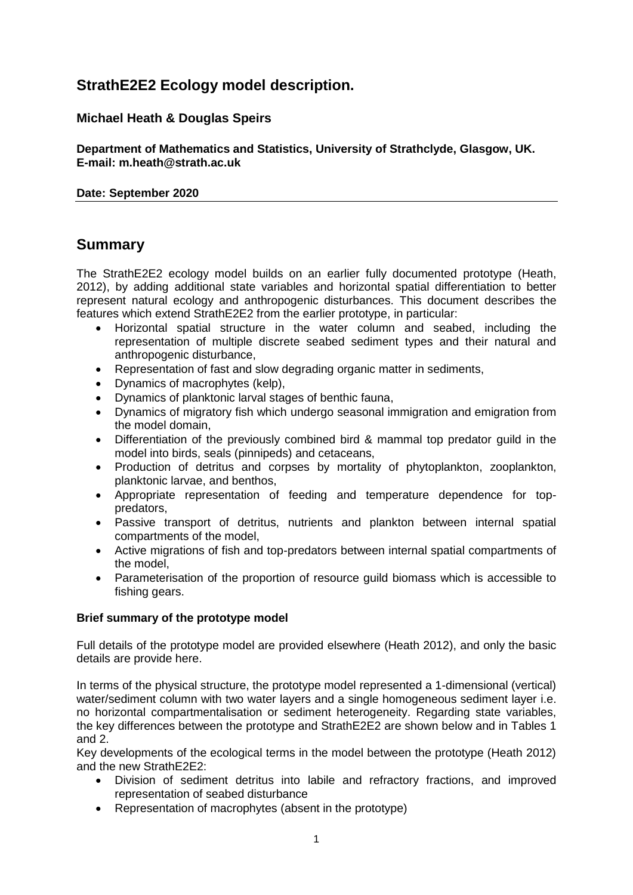# StrathE2E2 Ecology model description.

**Michael Heath & Douglas Speirs**

**Department of Mathematics and Statistics, University of Strathclyde, Glasgow, UK.**
**E-mail: m.heath@strath.ac.uk**

**Date: September 2020**

## Summary

The StrathE2E2 ecology model builds on an earlier fully documented prototype (Heath, 2012), by adding additional state variables and horizontal spatial differentiation to better represent natural ecology and anthropogenic disturbances. This document describes the features which extend StrathE2E2 from the earlier prototype, in particular:

- Horizontal spatial structure in the water column and seabed, including the representation of multiple discrete seabed sediment types and their natural and anthropogenic disturbance,
- Representation of fast and slow degrading organic matter in sediments,
- Dynamics of macrophytes (kelp),
- Dynamics of planktonic larval stages of benthic fauna,
- Dynamics of migratory fish which undergo seasonal immigration and emigration from the model domain,
- Differentiation of the previously combined bird & mammal top predator guild in the model into birds, seals (pinnipeds) and cetaceans,
- Production of detritus and corpses by mortality of phytoplankton, zooplankton, planktonic larvae, and benthos,
- Appropriate representation of feeding and temperature dependence for top-predators,
- Passive transport of detritus, nutrients and plankton between internal spatial compartments of the model,
- Active migrations of fish and top-predators between internal spatial compartments of the model,
- Parameterisation of the proportion of resource guild biomass which is accessible to fishing gears.

**Brief summary of the prototype model**

Full details of the prototype model are provided elsewhere (Heath 2012), and only the basic details are provide here.

In terms of the physical structure, the prototype model represented a 1-dimensional (vertical) water/sediment column with two water layers and a single homogeneous sediment layer i.e. no horizontal compartmentalisation or sediment heterogeneity. Regarding state variables, the key differences between the prototype and StrathE2E2 are shown below and in Tables 1 and 2.

Key developments of the ecological terms in the model between the prototype (Heath 2012) and the new StrathE2E2:

- Division of sediment detritus into labile and refractory fractions, and improved representation of seabed disturbance
- Representation of macrophytes (absent in the prototype)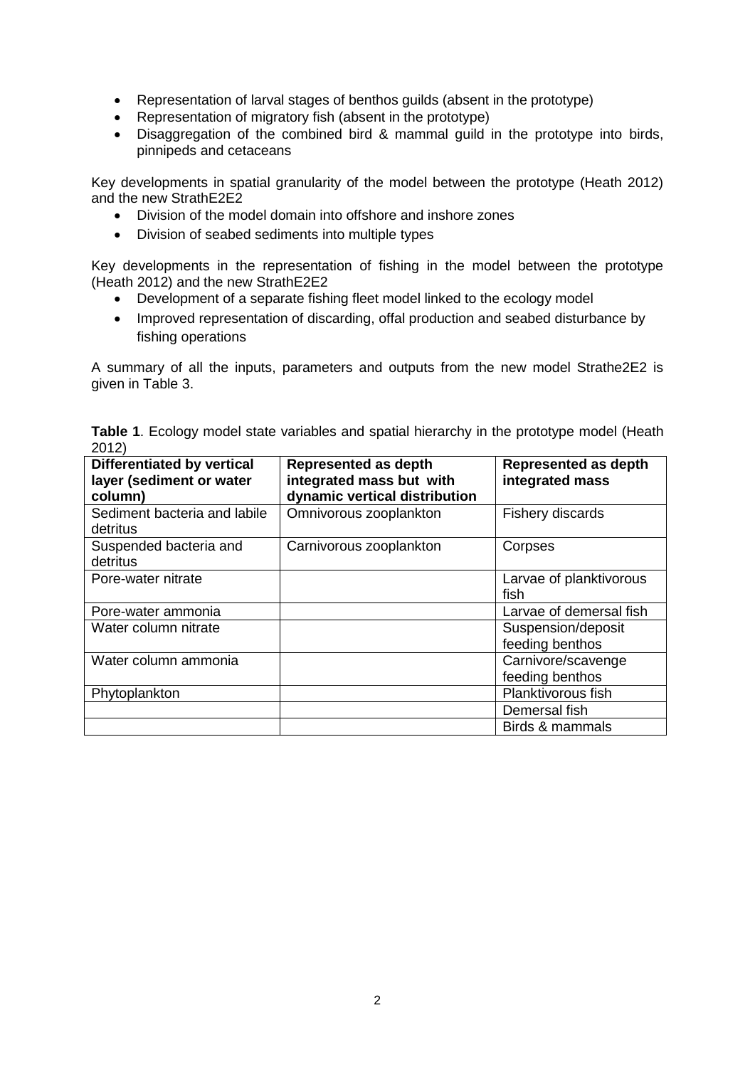- Representation of larval stages of benthos guilds (absent in the prototype)
- Representation of migratory fish (absent in the prototype)
- Disaggregation of the combined bird & mammal guild in the prototype into birds, pinnipeds and cetaceans

Key developments in spatial granularity of the model between the prototype (Heath 2012) and the new StrathE2E2

- Division of the model domain into offshore and inshore zones
- Division of seabed sediments into multiple types

Key developments in the representation of fishing in the model between the prototype (Heath 2012) and the new StrathE2E2

- Development of a separate fishing fleet model linked to the ecology model
- Improved representation of discarding, offal production and seabed disturbance by fishing operations

A summary of all the inputs, parameters and outputs from the new model Strathe2E2 is given in Table 3.

**Table 1**. Ecology model state variables and spatial hierarchy in the prototype model (Heath 2012)

| Differentiated by vertical layer (sediment or water column) | Represented as depth integrated mass but with dynamic vertical distribution | Represented as depth integrated mass |
|---|---|---|
| Sediment bacteria and labile detritus | Omnivorous zooplankton | Fishery discards |
| Suspended bacteria and detritus | Carnivorous zooplankton | Corpses |
| Pore-water nitrate | | Larvae of planktivorous fish |
| Pore-water ammonia | | Larvae of demersal fish |
| Water column nitrate | | Suspension/deposit feeding benthos |
| Water column ammonia | | Carnivore/scavenge feeding benthos |
| Phytoplankton | | Planktivorous fish |
| | | Demersal fish |
| | | Birds & mammals |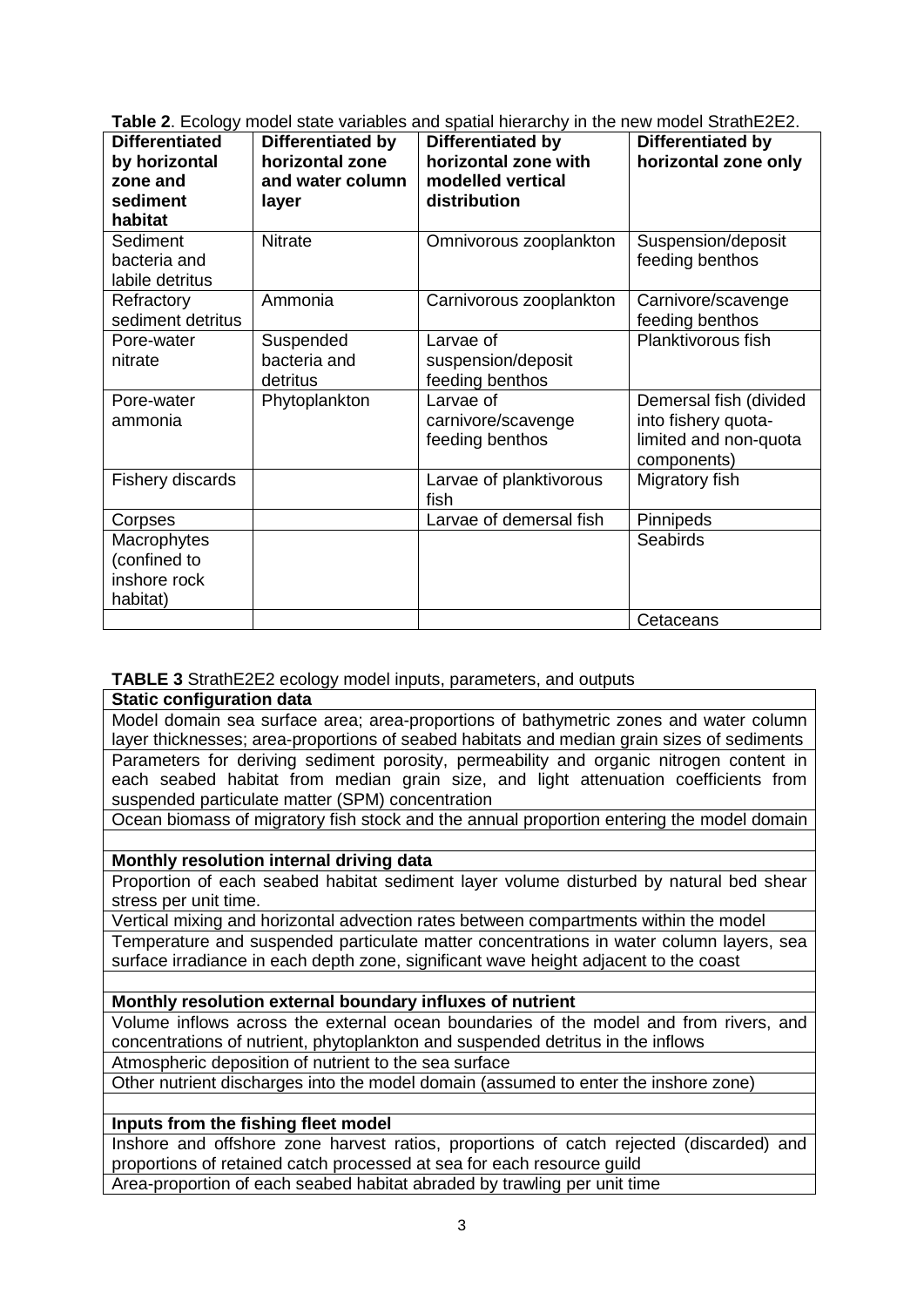**Table 2**. Ecology model state variables and spatial hierarchy in the new model StrathE2E2.

| Differentiated by horizontal zone and sediment habitat | Differentiated by horizontal zone and water column layer | Differentiated by horizontal zone with modelled vertical distribution | Differentiated by horizontal zone only |
|---|---|---|---|
| Sediment bacteria and labile detritus | Nitrate | Omnivorous zooplankton | Suspension/deposit feeding benthos |
| Refractory sediment detritus | Ammonia | Carnivorous zooplankton | Carnivore/scavenge feeding benthos |
| Pore-water nitrate | Suspended bacteria and detritus | Larvae of suspension/deposit feeding benthos | Planktivorous fish |
| Pore-water ammonia | Phytoplankton | Larvae of carnivore/scavenge feeding benthos | Demersal fish (divided into fishery quota-limited and non-quota components) |
| Fishery discards | | Larvae of planktivorous fish | Migratory fish |
| Corpses | | Larvae of demersal fish | Pinnipeds |
| Macrophytes (confined to inshore rock habitat) | | | Seabirds |
| | | | Cetaceans |

**TABLE 3** StrathE2E2 ecology model inputs, parameters, and outputs

| **Static configuration data** |
|---|
| Model domain sea surface area; area-proportions of bathymetric zones and water column layer thicknesses; area-proportions of seabed habitats and median grain sizes of sediments |
| Parameters for deriving sediment porosity, permeability and organic nitrogen content in each seabed habitat from median grain size, and light attenuation coefficients from suspended particulate matter (SPM) concentration |
| Ocean biomass of migratory fish stock and the annual proportion entering the model domain |
| |
| **Monthly resolution internal driving data** |
| Proportion of each seabed habitat sediment layer volume disturbed by natural bed shear stress per unit time. |
| Vertical mixing and horizontal advection rates between compartments within the model |
| Temperature and suspended particulate matter concentrations in water column layers, sea surface irradiance in each depth zone, significant wave height adjacent to the coast |
| |
| **Monthly resolution external boundary influxes of nutrient** |
| Volume inflows across the external ocean boundaries of the model and from rivers, and concentrations of nutrient, phytoplankton and suspended detritus in the inflows |
| Atmospheric deposition of nutrient to the sea surface |
| Other nutrient discharges into the model domain (assumed to enter the inshore zone) |
| |
| **Inputs from the fishing fleet model** |
| Inshore and offshore zone harvest ratios, proportions of catch rejected (discarded) and proportions of retained catch processed at sea for each resource guild |
| Area-proportion of each seabed habitat abraded by trawling per unit time |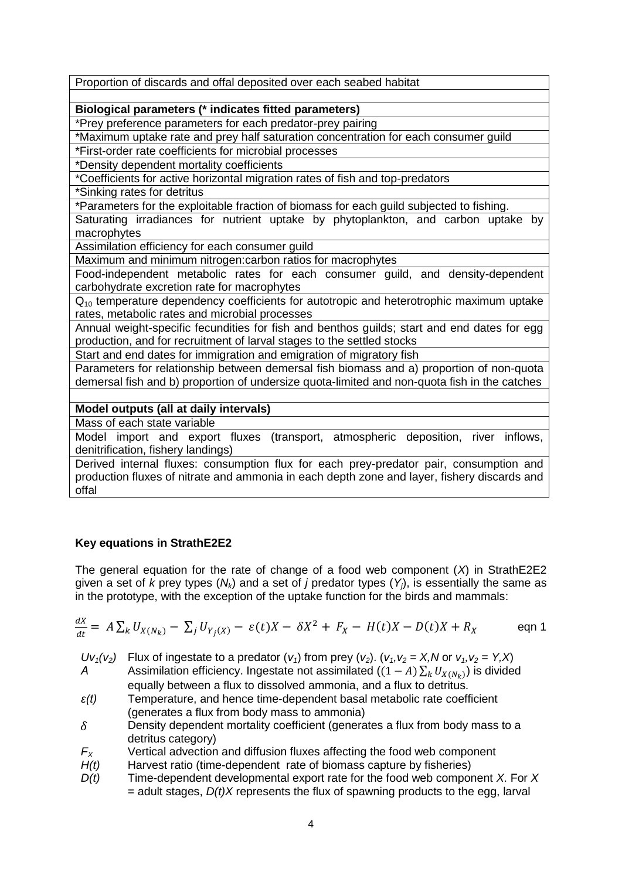| Proportion of discards and offal deposited over each seabed habitat |
|---|
| |
| **Biological parameters (* indicates fitted parameters)** |
| *Prey preference parameters for each predator-prey pairing |
| *Maximum uptake rate and prey half saturation concentration for each consumer guild |
| *First-order rate coefficients for microbial processes |
| *Density dependent mortality coefficients |
| *Coefficients for active horizontal migration rates of fish and top-predators |
| *Sinking rates for detritus |
| *Parameters for the exploitable fraction of biomass for each guild subjected to fishing. |
| Saturating irradiances for nutrient uptake by phytoplankton, and carbon uptake by macrophytes |
| Assimilation efficiency for each consumer guild |
| Maximum and minimum nitrogen:carbon ratios for macrophytes |
| Food-independent metabolic rates for each consumer guild, and density-dependent carbohydrate excretion rate for macrophytes |
| $Q_{10}$ temperature dependency coefficients for autotropic and heterotrophic maximum uptake rates, metabolic rates and microbial processes |
| Annual weight-specific fecundities for fish and benthos guilds; start and end dates for egg production, and for recruitment of larval stages to the settled stocks |
| Start and end dates for immigration and emigration of migratory fish |
| Parameters for relationship between demersal fish biomass and a) proportion of non-quota demersal fish and b) proportion of undersize quota-limited and non-quota fish in the catches |
| |
| **Model outputs (all at daily intervals)** |
| Mass of each state variable |
| Model import and export fluxes (transport, atmospheric deposition, river inflows, denitrification, fishery landings) |
| Derived internal fluxes: consumption flux for each prey-predator pair, consumption and production fluxes of nitrate and ammonia in each depth zone and layer, fishery discards and offal |

**Key equations in StrathE2E2**

The general equation for the rate of change of a food web component ($X$) in StrathE2E2 given a set of $k$ prey types ($N_k$) and a set of $j$ predator types ($Y_j$), is essentially the same as in the prototype, with the exception of the uptake function for the birds and mammals:

$$\frac{dX}{dt} = A\sum_k U_{X(N_k)} - \sum_j U_{Y_j(X)} - \varepsilon(t)X - \delta X^2 + F_X - H(t)X - D(t)X + R_X \qquad \text{eqn 1}$$

- $Uv_1(v_2)$ Flux of ingestate to a predator ($v_1$) from prey ($v_2$). ($v_1,v_2 = X,N$ or $v_1,v_2 = Y,X$)
- $A$ Assimilation efficiency. Ingestate not assimilated ($(1-A)\sum_k U_{X(N_k)}$) is divided equally between a flux to dissolved ammonia, and a flux to detritus.
- $\varepsilon(t)$ Temperature, and hence time-dependent basal metabolic rate coefficient (generates a flux from body mass to ammonia)
- $\delta$ Density dependent mortality coefficient (generates a flux from body mass to a detritus category)
- $F_X$ Vertical advection and diffusion fluxes affecting the food web component
- $H(t)$ Harvest ratio (time-dependent rate of biomass capture by fisheries)
- $D(t)$ Time-dependent developmental export rate for the food web component $X$. For $X$ = adult stages, $D(t)X$ represents the flux of spawning products to the egg, larval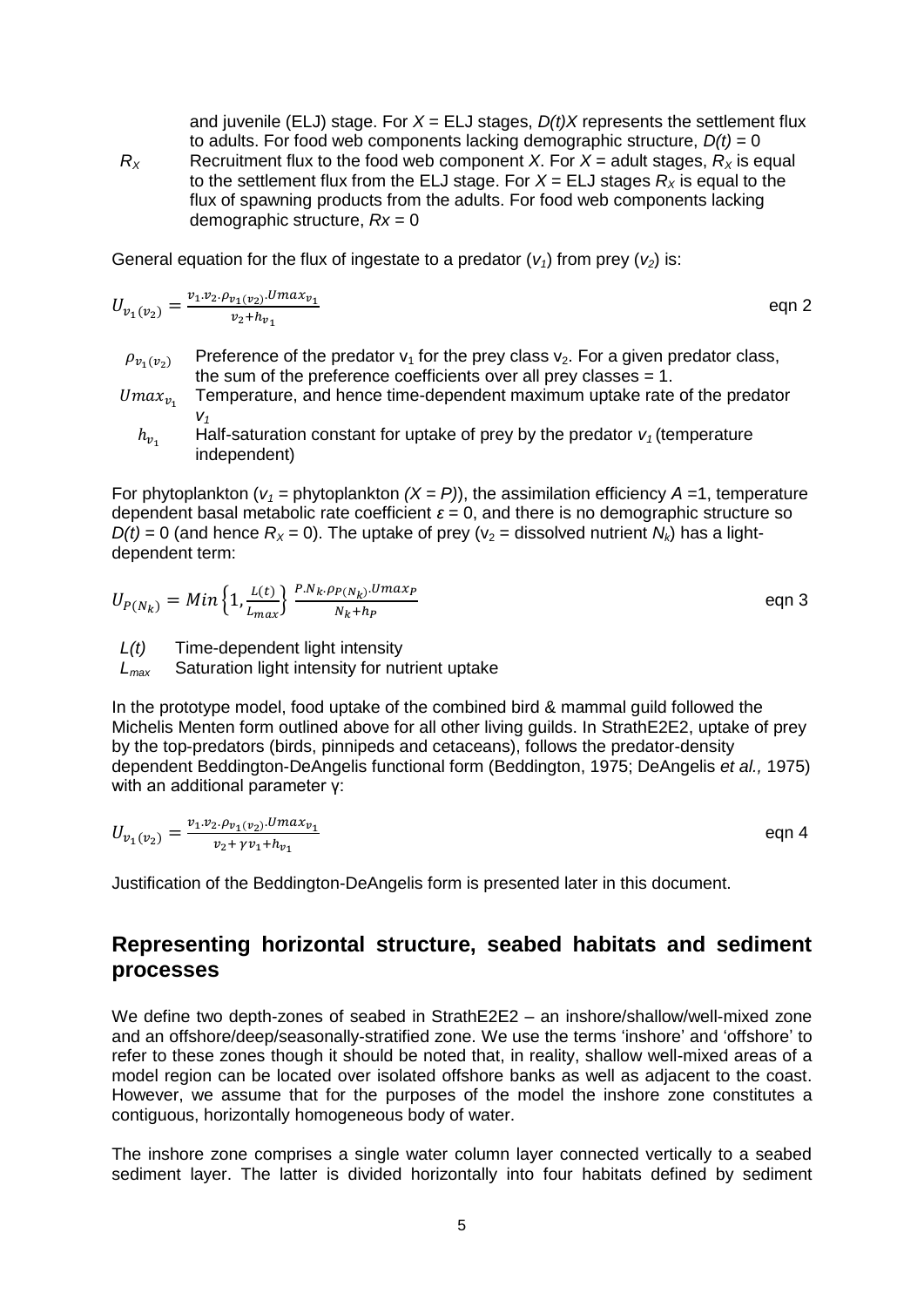and juvenile (ELJ) stage. For $X$ = ELJ stages, $D(t)X$ represents the settlement flux to adults. For food web components lacking demographic structure, $D(t)$ = 0

$R_X$ Recruitment flux to the food web component $X$. For $X$ = adult stages, $R_X$ is equal to the settlement flux from the ELJ stage. For $X$ = ELJ stages $R_X$ is equal to the flux of spawning products from the adults. For food web components lacking demographic structure, $Rx$ = 0

General equation for the flux of ingestate to a predator ($v_1$) from prey ($v_2$) is:

$$U_{v_1(v_2)} = \frac{v_1.v_2.\rho_{v_1(v_2)}.Umax_{v_1}}{v_2 + h_{v_1}} \qquad \text{eqn 2}$$

$\rho_{v_1(v_2)}$ Preference of the predator $v_1$ for the prey class $v_2$. For a given predator class, the sum of the preference coefficients over all prey classes = 1.

$Umax_{v_1}$ Temperature, and hence time-dependent maximum uptake rate of the predator $v_1$

$h_{v_1}$ Half-saturation constant for uptake of prey by the predator $v_1$ (temperature independent)

For phytoplankton ($v_1$ = phytoplankton $(X = P)$), the assimilation efficiency $A$ =1, temperature dependent basal metabolic rate coefficient $\varepsilon$ = 0, and there is no demographic structure so $D(t)$ = 0 (and hence $R_X$ = 0). The uptake of prey ($v_2$ = dissolved nutrient $N_k$) has a light-dependent term:

$$U_{P(N_k)} = Min\left\{1, \frac{L(t)}{L_{max}}\right\} \frac{P.N_k.\rho_{P(N_k)}.Umax_P}{N_k + h_P} \qquad \text{eqn 3}$$

$L(t)$ Time-dependent light intensity

$L_{max}$ Saturation light intensity for nutrient uptake

In the prototype model, food uptake of the combined bird & mammal guild followed the Michelis Menten form outlined above for all other living guilds. In StrathE2E2, uptake of prey by the top-predators (birds, pinnipeds and cetaceans), follows the predator-density dependent Beddington-DeAngelis functional form (Beddington, 1975; DeAngelis *et al.,* 1975) with an additional parameter γ:

$$U_{v_1(v_2)} = \frac{v_1.v_2.\rho_{v_1(v_2)}.Umax_{v_1}}{v_2 + \gamma v_1 + h_{v_1}} \qquad \text{eqn 4}$$

Justification of the Beddington-DeAngelis form is presented later in this document.

## Representing horizontal structure, seabed habitats and sediment processes

We define two depth-zones of seabed in StrathE2E2 – an inshore/shallow/well-mixed zone and an offshore/deep/seasonally-stratified zone. We use the terms 'inshore' and 'offshore' to refer to these zones though it should be noted that, in reality, shallow well-mixed areas of a model region can be located over isolated offshore banks as well as adjacent to the coast. However, we assume that for the purposes of the model the inshore zone constitutes a contiguous, horizontally homogeneous body of water.

The inshore zone comprises a single water column layer connected vertically to a seabed sediment layer. The latter is divided horizontally into four habitats defined by sediment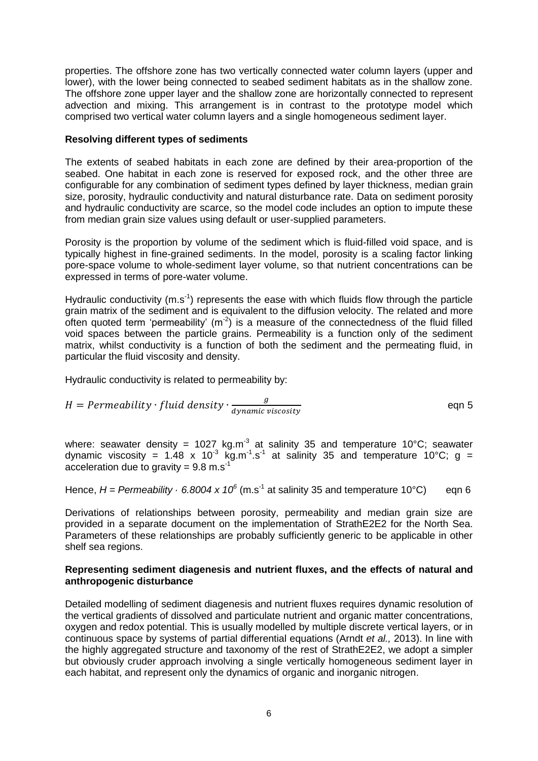properties. The offshore zone has two vertically connected water column layers (upper and lower), with the lower being connected to seabed sediment habitats as in the shallow zone. The offshore zone upper layer and the shallow zone are horizontally connected to represent advection and mixing. This arrangement is in contrast to the prototype model which comprised two vertical water column layers and a single homogeneous sediment layer.

**Resolving different types of sediments**

The extents of seabed habitats in each zone are defined by their area-proportion of the seabed. One habitat in each zone is reserved for exposed rock, and the other three are configurable for any combination of sediment types defined by layer thickness, median grain size, porosity, hydraulic conductivity and natural disturbance rate. Data on sediment porosity and hydraulic conductivity are scarce, so the model code includes an option to impute these from median grain size values using default or user-supplied parameters.

Porosity is the proportion by volume of the sediment which is fluid-filled void space, and is typically highest in fine-grained sediments. In the model, porosity is a scaling factor linking pore-space volume to whole-sediment layer volume, so that nutrient concentrations can be expressed in terms of pore-water volume.

Hydraulic conductivity ($m.s^{-1}$) represents the ease with which fluids flow through the particle grain matrix of the sediment and is equivalent to the diffusion velocity. The related and more often quoted term 'permeability' ($m^{-2}$) is a measure of the connectedness of the fluid filled void spaces between the particle grains. Permeability is a function only of the sediment matrix, whilst conductivity is a function of both the sediment and the permeating fluid, in particular the fluid viscosity and density.

Hydraulic conductivity is related to permeability by:

$$H = Permeability \cdot fluid\ density \cdot \frac{g}{dynamic\ viscosity} \quad \text{eqn 5}$$

where: seawater density = 1027 $kg.m^{-3}$ at salinity 35 and temperature 10°C; seawater dynamic viscosity = $1.48 \times 10^{-3}$ $kg.m^{-1}.s^{-1}$ at salinity 35 and temperature 10°C; g = acceleration due to gravity = 9.8 $m.s^{-1}$

Hence, $H = Permeability \cdot 6.8004 \times 10^{6}$ ($m.s^{-1}$ at salinity 35 and temperature 10°C) eqn 6

Derivations of relationships between porosity, permeability and median grain size are provided in a separate document on the implementation of StrathE2E2 for the North Sea. Parameters of these relationships are probably sufficiently generic to be applicable in other shelf sea regions.

**Representing sediment diagenesis and nutrient fluxes, and the effects of natural and anthropogenic disturbance**

Detailed modelling of sediment diagenesis and nutrient fluxes requires dynamic resolution of the vertical gradients of dissolved and particulate nutrient and organic matter concentrations, oxygen and redox potential. This is usually modelled by multiple discrete vertical layers, or in continuous space by systems of partial differential equations (Arndt *et al.,* 2013). In line with the highly aggregated structure and taxonomy of the rest of StrathE2E2, we adopt a simpler but obviously cruder approach involving a single vertically homogeneous sediment layer in each habitat, and represent only the dynamics of organic and inorganic nitrogen.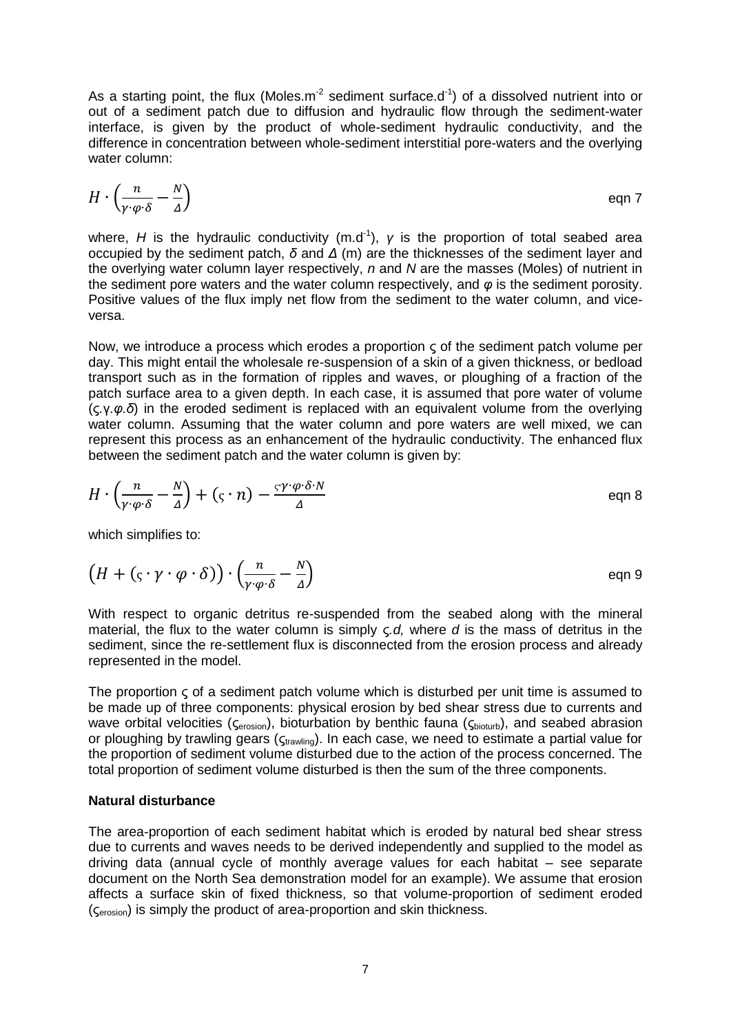As a starting point, the flux (Moles.$m^{-2}$ sediment surface.$d^{-1}$) of a dissolved nutrient into or out of a sediment patch due to diffusion and hydraulic flow through the sediment-water interface, is given by the product of whole-sediment hydraulic conductivity, and the difference in concentration between whole-sediment interstitial pore-waters and the overlying water column:

$$H \cdot \left( \frac{n}{\gamma \cdot \varphi \cdot \delta} - \frac{N}{\Delta} \right) \qquad \text{eqn 7}$$

where, $H$ is the hydraulic conductivity (m.$d^{-1}$), $\gamma$ is the proportion of total seabed area occupied by the sediment patch, $\delta$ and $\Delta$ (m) are the thicknesses of the sediment layer and the overlying water column layer respectively, $n$ and $N$ are the masses (Moles) of nutrient in the sediment pore waters and the water column respectively, and $\varphi$ is the sediment porosity. Positive values of the flux imply net flow from the sediment to the water column, and vice-versa.

Now, we introduce a process which erodes a proportion $\varsigma$ of the sediment patch volume per day. This might entail the wholesale re-suspension of a skin of a given thickness, or bedload transport such as in the formation of ripples and waves, or ploughing of a fraction of the patch surface area to a given depth. In each case, it is assumed that pore water of volume ($\varsigma.\gamma.\varphi.\delta$) in the eroded sediment is replaced with an equivalent volume from the overlying water column. Assuming that the water column and pore waters are well mixed, we can represent this process as an enhancement of the hydraulic conductivity. The enhanced flux between the sediment patch and the water column is given by:

$$H \cdot \left( \frac{n}{\gamma \cdot \varphi \cdot \delta} - \frac{N}{\Delta} \right) + (\varsigma \cdot n) - \frac{\varsigma \cdot \gamma \cdot \varphi \cdot \delta \cdot N}{\Delta} \qquad \text{eqn 8}$$

which simplifies to:

$$\left( H + (\varsigma \cdot \gamma \cdot \varphi \cdot \delta) \right) \cdot \left( \frac{n}{\gamma \cdot \varphi \cdot \delta} - \frac{N}{\Delta} \right) \qquad \text{eqn 9}$$

With respect to organic detritus re-suspended from the seabed along with the mineral material, the flux to the water column is simply $\varsigma.d$, where $d$ is the mass of detritus in the sediment, since the re-settlement flux is disconnected from the erosion process and already represented in the model.

The proportion $\varsigma$ of a sediment patch volume which is disturbed per unit time is assumed to be made up of three components: physical erosion by bed shear stress due to currents and wave orbital velocities ($\varsigma_{erosion}$), bioturbation by benthic fauna ($\varsigma_{bioturb}$), and seabed abrasion or ploughing by trawling gears ($\varsigma_{trawling}$). In each case, we need to estimate a partial value for the proportion of sediment volume disturbed due to the action of the process concerned. The total proportion of sediment volume disturbed is then the sum of the three components.

**Natural disturbance**

The area-proportion of each sediment habitat which is eroded by natural bed shear stress due to currents and waves needs to be derived independently and supplied to the model as driving data (annual cycle of monthly average values for each habitat – see separate document on the North Sea demonstration model for an example). We assume that erosion affects a surface skin of fixed thickness, so that volume-proportion of sediment eroded ($\varsigma_{erosion}$) is simply the product of area-proportion and skin thickness.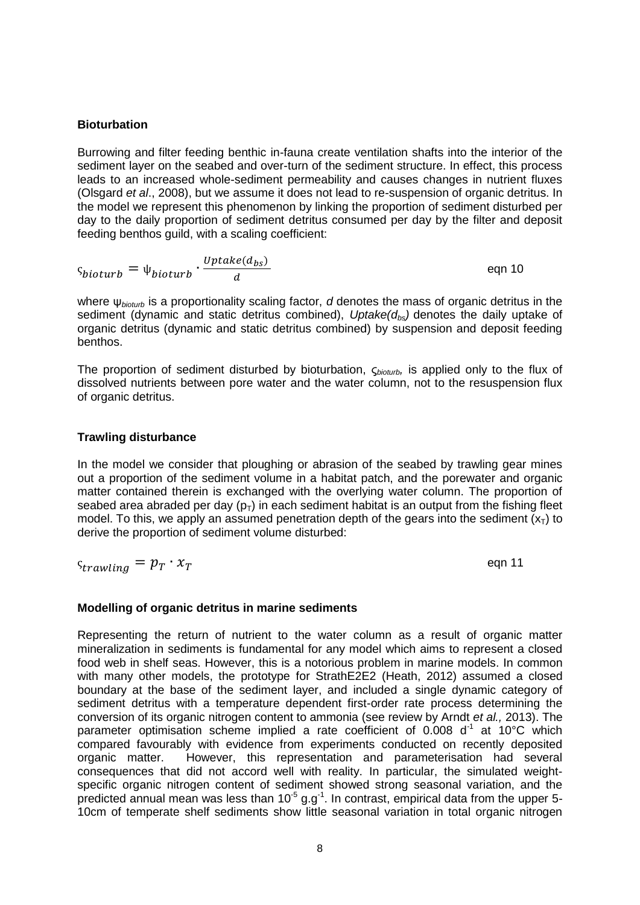**Bioturbation**

Burrowing and filter feeding benthic in-fauna create ventilation shafts into the interior of the sediment layer on the seabed and over-turn of the sediment structure. In effect, this process leads to an increased whole-sediment permeability and causes changes in nutrient fluxes (Olsgard *et al*., 2008), but we assume it does not lead to re-suspension of organic detritus. In the model we represent this phenomenon by linking the proportion of sediment disturbed per day to the daily proportion of sediment detritus consumed per day by the filter and deposit feeding benthos guild, with a scaling coefficient:

$$\varsigma_{bioturb} = \psi_{bioturb} \cdot \frac{Uptake(d_{bs})}{d} \qquad \text{eqn 10}$$

where $\psi_{bioturb}$ is a proportionality scaling factor, $d$ denotes the mass of organic detritus in the sediment (dynamic and static detritus combined), $Uptake(d_{bs})$ denotes the daily uptake of organic detritus (dynamic and static detritus combined) by suspension and deposit feeding benthos.

The proportion of sediment disturbed by bioturbation, $\varsigma_{bioturb}$, is applied only to the flux of dissolved nutrients between pore water and the water column, not to the resuspension flux of organic detritus.

**Trawling disturbance**

In the model we consider that ploughing or abrasion of the seabed by trawling gear mines out a proportion of the sediment volume in a habitat patch, and the porewater and organic matter contained therein is exchanged with the overlying water column. The proportion of seabed area abraded per day ($p_T$) in each sediment habitat is an output from the fishing fleet model. To this, we apply an assumed penetration depth of the gears into the sediment ($x_T$) to derive the proportion of sediment volume disturbed:

$$\varsigma_{trawling} = p_T \cdot x_T \qquad \text{eqn 11}$$

**Modelling of organic detritus in marine sediments**

Representing the return of nutrient to the water column as a result of organic matter mineralization in sediments is fundamental for any model which aims to represent a closed food web in shelf seas. However, this is a notorious problem in marine models. In common with many other models, the prototype for StrathE2E2 (Heath, 2012) assumed a closed boundary at the base of the sediment layer, and included a single dynamic category of sediment detritus with a temperature dependent first-order rate process determining the conversion of its organic nitrogen content to ammonia (see review by Arndt *et al.,* 2013). The parameter optimisation scheme implied a rate coefficient of 0.008 $d^{-1}$ at 10°C which compared favourably with evidence from experiments conducted on recently deposited organic matter. However, this representation and parameterisation had several consequences that did not accord well with reality. In particular, the simulated weight-specific organic nitrogen content of sediment showed strong seasonal variation, and the predicted annual mean was less than $10^{-5}$ $g.g^{-1}$. In contrast, empirical data from the upper 5-10cm of temperate shelf sediments show little seasonal variation in total organic nitrogen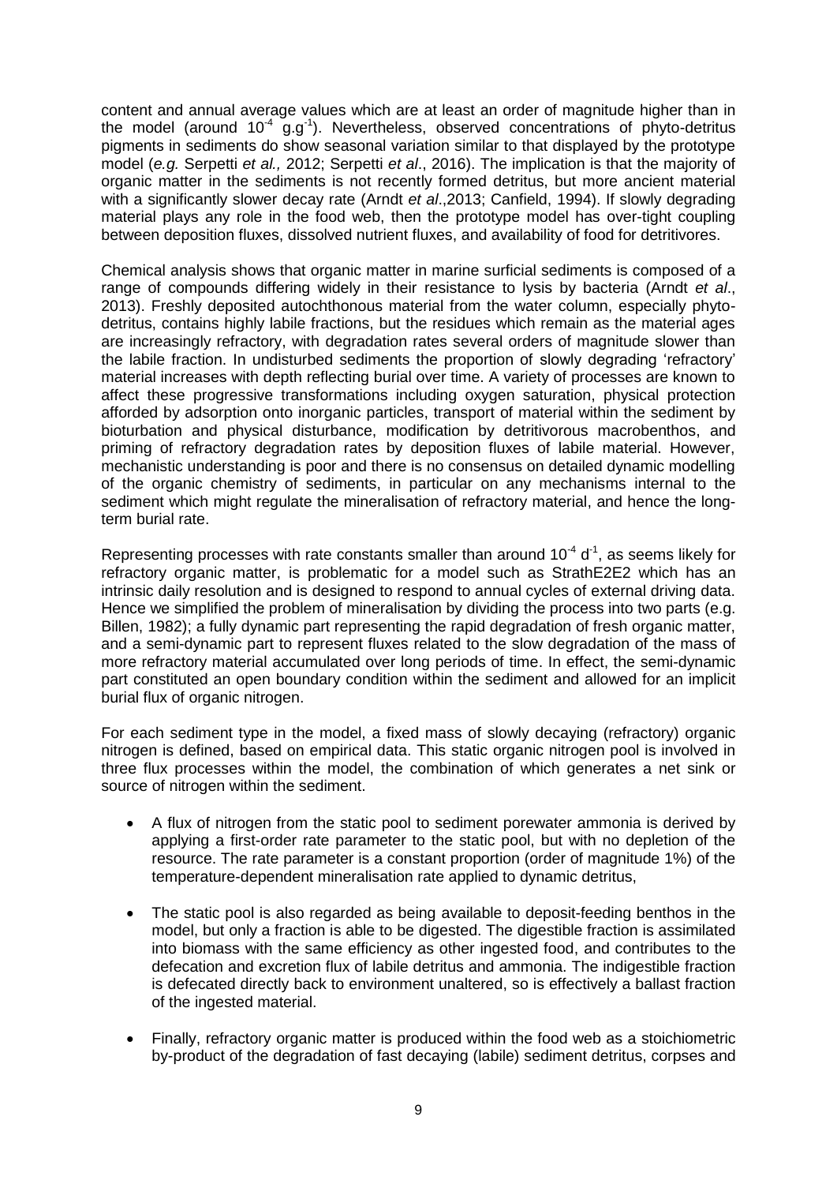content and annual average values which are at least an order of magnitude higher than in the model (around $10^{-4}$ $g.g^{-1}$). Nevertheless, observed concentrations of phyto-detritus pigments in sediments do show seasonal variation similar to that displayed by the prototype model (*e.g.* Serpetti *et al.,* 2012; Serpetti *et al*., 2016). The implication is that the majority of organic matter in the sediments is not recently formed detritus, but more ancient material with a significantly slower decay rate (Arndt *et al*.,2013; Canfield, 1994). If slowly degrading material plays any role in the food web, then the prototype model has over-tight coupling between deposition fluxes, dissolved nutrient fluxes, and availability of food for detritivores.

Chemical analysis shows that organic matter in marine surficial sediments is composed of a range of compounds differing widely in their resistance to lysis by bacteria (Arndt *et al*., 2013). Freshly deposited autochthonous material from the water column, especially phyto-detritus, contains highly labile fractions, but the residues which remain as the material ages are increasingly refractory, with degradation rates several orders of magnitude slower than the labile fraction. In undisturbed sediments the proportion of slowly degrading 'refractory' material increases with depth reflecting burial over time. A variety of processes are known to affect these progressive transformations including oxygen saturation, physical protection afforded by adsorption onto inorganic particles, transport of material within the sediment by bioturbation and physical disturbance, modification by detritivorous macrobenthos, and priming of refractory degradation rates by deposition fluxes of labile material. However, mechanistic understanding is poor and there is no consensus on detailed dynamic modelling of the organic chemistry of sediments, in particular on any mechanisms internal to the sediment which might regulate the mineralisation of refractory material, and hence the long-term burial rate.

Representing processes with rate constants smaller than around $10^{-4}$ $d^{-1}$, as seems likely for refractory organic matter, is problematic for a model such as StrathE2E2 which has an intrinsic daily resolution and is designed to respond to annual cycles of external driving data. Hence we simplified the problem of mineralisation by dividing the process into two parts (e.g. Billen, 1982); a fully dynamic part representing the rapid degradation of fresh organic matter, and a semi-dynamic part to represent fluxes related to the slow degradation of the mass of more refractory material accumulated over long periods of time. In effect, the semi-dynamic part constituted an open boundary condition within the sediment and allowed for an implicit burial flux of organic nitrogen.

For each sediment type in the model, a fixed mass of slowly decaying (refractory) organic nitrogen is defined, based on empirical data. This static organic nitrogen pool is involved in three flux processes within the model, the combination of which generates a net sink or source of nitrogen within the sediment.

- A flux of nitrogen from the static pool to sediment porewater ammonia is derived by applying a first-order rate parameter to the static pool, but with no depletion of the resource. The rate parameter is a constant proportion (order of magnitude 1%) of the temperature-dependent mineralisation rate applied to dynamic detritus,
- The static pool is also regarded as being available to deposit-feeding benthos in the model, but only a fraction is able to be digested. The digestible fraction is assimilated into biomass with the same efficiency as other ingested food, and contributes to the defecation and excretion flux of labile detritus and ammonia. The indigestible fraction is defecated directly back to environment unaltered, so is effectively a ballast fraction of the ingested material.
- Finally, refractory organic matter is produced within the food web as a stoichiometric by-product of the degradation of fast decaying (labile) sediment detritus, corpses and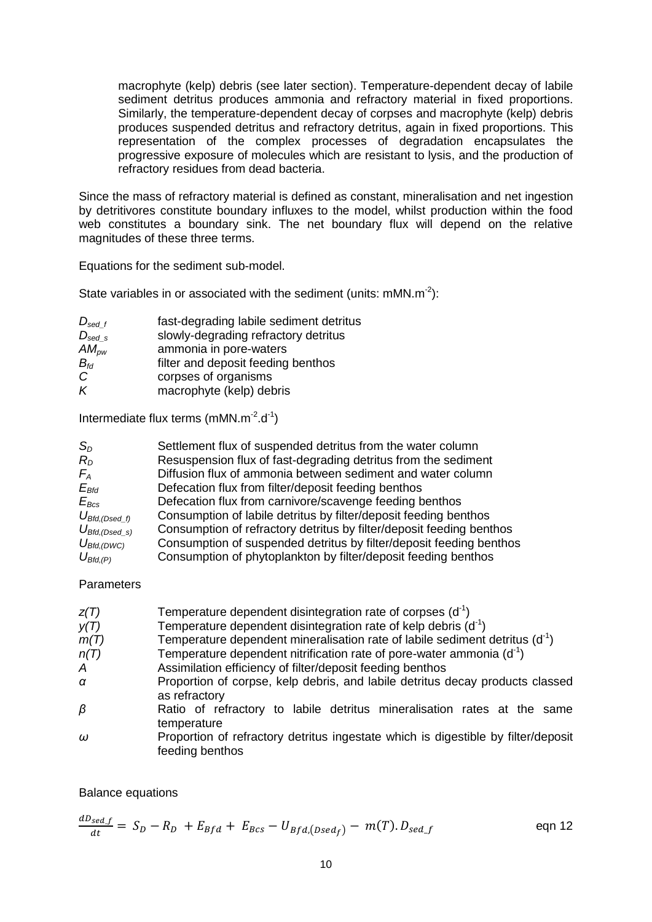macrophyte (kelp) debris (see later section). Temperature-dependent decay of labile sediment detritus produces ammonia and refractory material in fixed proportions. Similarly, the temperature-dependent decay of corpses and macrophyte (kelp) debris produces suspended detritus and refractory detritus, again in fixed proportions. This representation of the complex processes of degradation encapsulates the progressive exposure of molecules which are resistant to lysis, and the production of refractory residues from dead bacteria.

Since the mass of refractory material is defined as constant, mineralisation and net ingestion by detritivores constitute boundary influxes to the model, whilst production within the food web constitutes a boundary sink. The net boundary flux will depend on the relative magnitudes of these three terms.

Equations for the sediment sub-model.

State variables in or associated with the sediment (units: $mMN.m^{-2}$):

| | |
|---|---|
| $D_{sed\_f}$ | fast-degrading labile sediment detritus |
| $D_{sed\_s}$ | slowly-degrading refractory detritus |
| $AM_{pw}$ | ammonia in pore-waters |
| $B_{fd}$ | filter and deposit feeding benthos |
| $C$ | corpses of organisms |
| $K$ | macrophyte (kelp) debris |

Intermediate flux terms ($mMN.m^{-2}.d^{-1}$)

| | |
|---|---|
| $S_D$ | Settlement flux of suspended detritus from the water column |
| $R_D$ | Resuspension flux of fast-degrading detritus from the sediment |
| $F_A$ | Diffusion flux of ammonia between sediment and water column |
| $E_{Bfd}$ | Defecation flux from filter/deposit feeding benthos |
| $E_{Bcs}$ | Defecation flux from carnivore/scavenge feeding benthos |
| $U_{Bfd,(Dsed\_f)}$ | Consumption of labile detritus by filter/deposit feeding benthos |
| $U_{Bfd,(Dsed\_s)}$ | Consumption of refractory detritus by filter/deposit feeding benthos |
| $U_{Bfd,(DWC)}$ | Consumption of suspended detritus by filter/deposit feeding benthos |
| $U_{Bfd,(P)}$ | Consumption of phytoplankton by filter/deposit feeding benthos |

Parameters

| | |
|---|---|
| $z(T)$ | Temperature dependent disintegration rate of corpses ($d^{-1}$) |
| $y(T)$ | Temperature dependent disintegration rate of kelp debris ($d^{-1}$) |
| $m(T)$ | Temperature dependent mineralisation rate of labile sediment detritus ($d^{-1}$) |
| $n(T)$ | Temperature dependent nitrification rate of pore-water ammonia ($d^{-1}$) |
| $A$ | Assimilation efficiency of filter/deposit feeding benthos |
| $\alpha$ | Proportion of corpse, kelp debris, and labile detritus decay products classed as refractory |
| $\beta$ | Ratio of refractory to labile detritus mineralisation rates at the same temperature |
| $\omega$ | Proportion of refractory detritus ingestate which is digestible by filter/deposit feeding benthos |

Balance equations

$$\frac{dD_{sed\_f}}{dt} = S_D - R_D + E_{Bfd} + E_{Bcs} - U_{Bfd,(Dsed_f)} - m(T).D_{sed\_f} \qquad \text{eqn 12}$$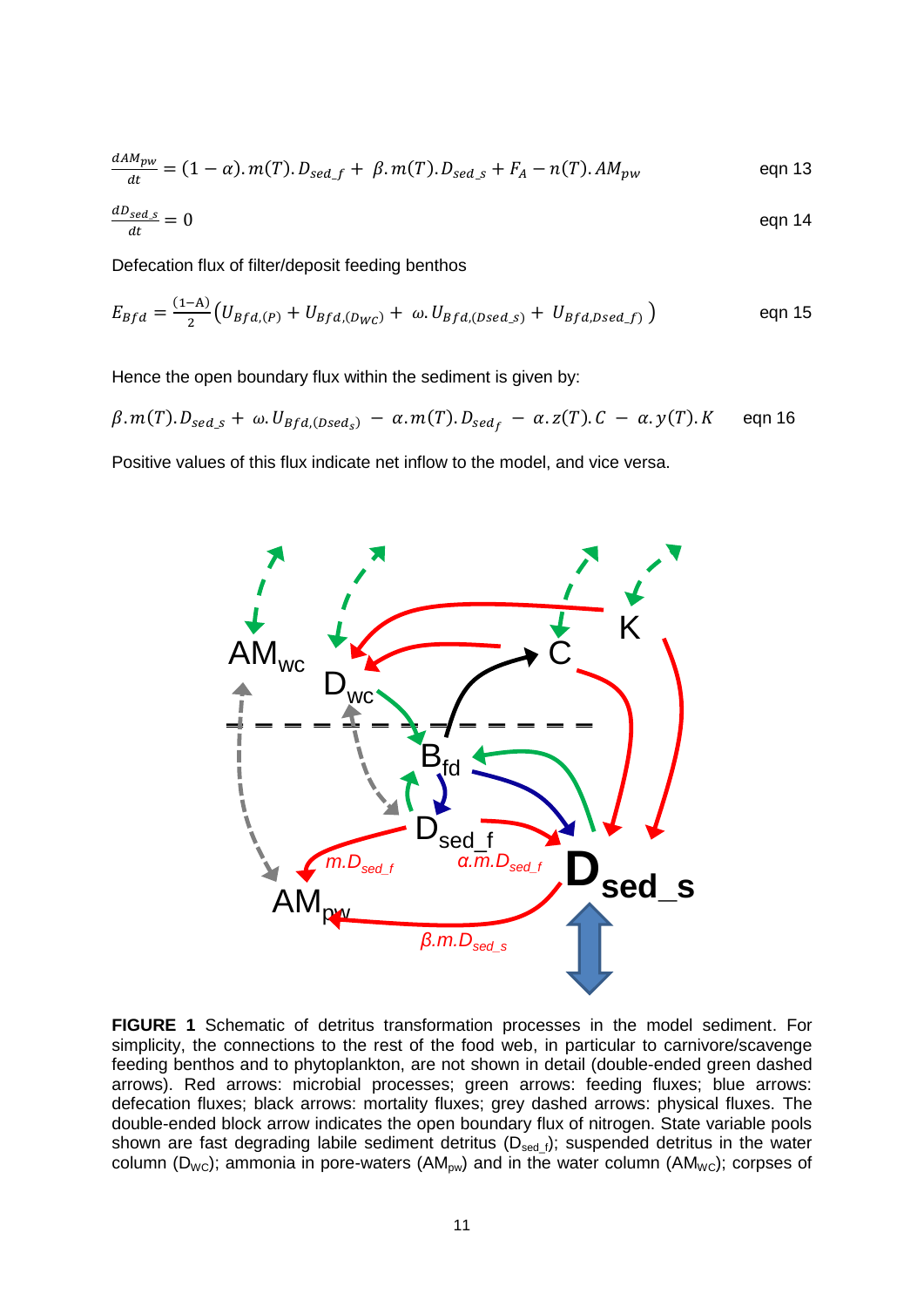$$\frac{dAM_{pw}}{dt} = (1-\alpha).m(T).D_{sed\_f} + \beta.m(T).D_{sed\_s} + F_A - n(T).AM_{pw} \qquad \text{eqn 13}$$

$$\frac{dD_{sed\_s}}{dt} = 0 \qquad \text{eqn 14}$$

Defecation flux of filter/deposit feeding benthos

$$E_{Bfd} = \frac{(1-A)}{2}\left(U_{Bfd,(P)} + U_{Bfd,(D_{WC})} + \omega.U_{Bfd,(Dsed\_s)} + U_{Bfd,Dsed\_f)}\right) \qquad \text{eqn 15}$$

Hence the open boundary flux within the sediment is given by:

$$\beta.m(T).D_{sed\_s} + \omega.U_{Bfd,(Dsed_s)} - \alpha.m(T).D_{sed_f} - \alpha.z(T).C - \alpha.y(T).K \qquad \text{eqn 16}$$

Positive values of this flux indicate net inflow to the model, and vice versa.

**FIGURE 1** Schematic of detritus transformation processes in the model sediment. For simplicity, the connections to the rest of the food web, in particular to carnivore/scavenge feeding benthos and to phytoplankton, are not shown in detail (double-ended green dashed arrows). Red arrows: microbial processes; green arrows: feeding fluxes; blue arrows: defecation fluxes; black arrows: mortality fluxes; grey dashed arrows: physical fluxes. The double-ended block arrow indicates the open boundary flux of nitrogen. State variable pools shown are fast degrading labile sediment detritus ($D_{sed\_f}$); suspended detritus in the water column ($D_{WC}$); ammonia in pore-waters ($AM_{pw}$) and in the water column ($AM_{WC}$); corpses of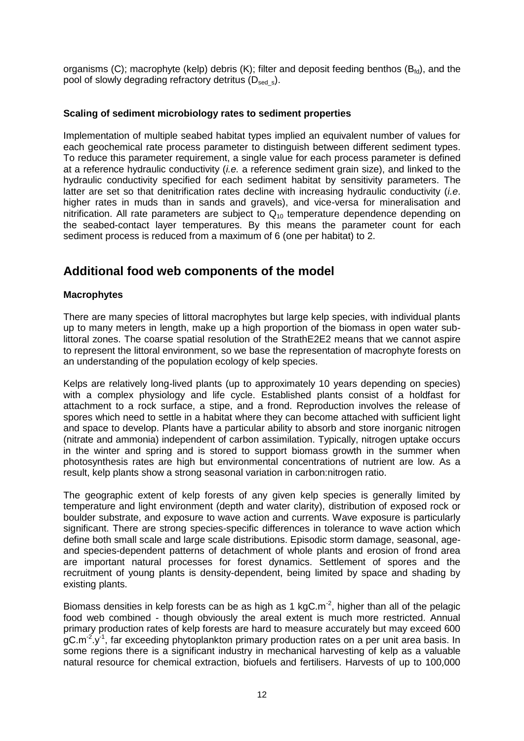organisms (C); macrophyte (kelp) debris (K); filter and deposit feeding benthos ($B_{fd}$), and the pool of slowly degrading refractory detritus ($D_{sed\_s}$).

**Scaling of sediment microbiology rates to sediment properties**

Implementation of multiple seabed habitat types implied an equivalent number of values for each geochemical rate process parameter to distinguish between different sediment types. To reduce this parameter requirement, a single value for each process parameter is defined at a reference hydraulic conductivity (*i.e.* a reference sediment grain size), and linked to the hydraulic conductivity specified for each sediment habitat by sensitivity parameters. The latter are set so that denitrification rates decline with increasing hydraulic conductivity (*i.e.* higher rates in muds than in sands and gravels), and vice-versa for mineralisation and nitrification. All rate parameters are subject to $Q_{10}$ temperature dependence depending on the seabed-contact layer temperatures. By this means the parameter count for each sediment process is reduced from a maximum of 6 (one per habitat) to 2.

## Additional food web components of the model

**Macrophytes**

There are many species of littoral macrophytes but large kelp species, with individual plants up to many meters in length, make up a high proportion of the biomass in open water sub-littoral zones. The coarse spatial resolution of the StrathE2E2 means that we cannot aspire to represent the littoral environment, so we base the representation of macrophyte forests on an understanding of the population ecology of kelp species.

Kelps are relatively long-lived plants (up to approximately 10 years depending on species) with a complex physiology and life cycle. Established plants consist of a holdfast for attachment to a rock surface, a stipe, and a frond. Reproduction involves the release of spores which need to settle in a habitat where they can become attached with sufficient light and space to develop. Plants have a particular ability to absorb and store inorganic nitrogen (nitrate and ammonia) independent of carbon assimilation. Typically, nitrogen uptake occurs in the winter and spring and is stored to support biomass growth in the summer when photosynthesis rates are high but environmental concentrations of nutrient are low. As a result, kelp plants show a strong seasonal variation in carbon:nitrogen ratio.

The geographic extent of kelp forests of any given kelp species is generally limited by temperature and light environment (depth and water clarity), distribution of exposed rock or boulder substrate, and exposure to wave action and currents. Wave exposure is particularly significant. There are strong species-specific differences in tolerance to wave action which define both small scale and large scale distributions. Episodic storm damage, seasonal, age- and species-dependent patterns of detachment of whole plants and erosion of frond area are important natural processes for forest dynamics. Settlement of spores and the recruitment of young plants is density-dependent, being limited by space and shading by existing plants.

Biomass densities in kelp forests can be as high as 1 $kgC.m^{-2}$, higher than all of the pelagic food web combined - though obviously the areal extent is much more restricted. Annual primary production rates of kelp forests are hard to measure accurately but may exceed 600 $gC.m^{-2}.y^{-1}$, far exceeding phytoplankton primary production rates on a per unit area basis. In some regions there is a significant industry in mechanical harvesting of kelp as a valuable natural resource for chemical extraction, biofuels and fertilisers. Harvests of up to 100,000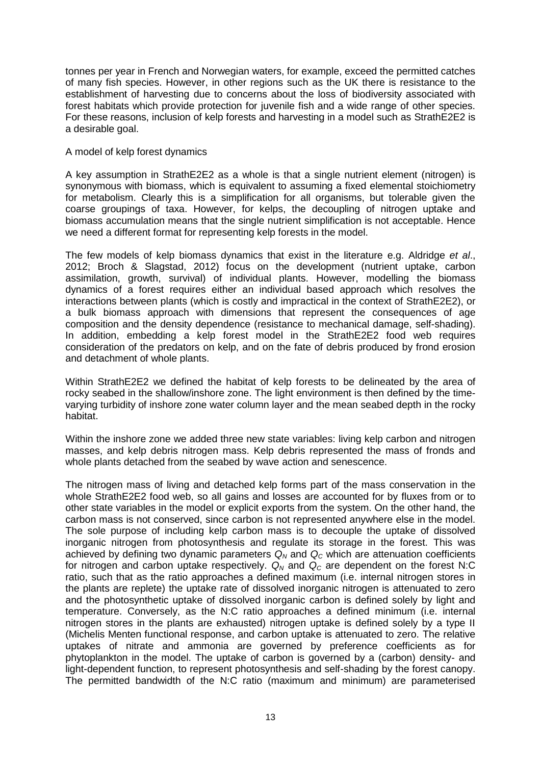tonnes per year in French and Norwegian waters, for example, exceed the permitted catches of many fish species. However, in other regions such as the UK there is resistance to the establishment of harvesting due to concerns about the loss of biodiversity associated with forest habitats which provide protection for juvenile fish and a wide range of other species. For these reasons, inclusion of kelp forests and harvesting in a model such as StrathE2E2 is a desirable goal.

A model of kelp forest dynamics

A key assumption in StrathE2E2 as a whole is that a single nutrient element (nitrogen) is synonymous with biomass, which is equivalent to assuming a fixed elemental stoichiometry for metabolism. Clearly this is a simplification for all organisms, but tolerable given the coarse groupings of taxa. However, for kelps, the decoupling of nitrogen uptake and biomass accumulation means that the single nutrient simplification is not acceptable. Hence we need a different format for representing kelp forests in the model.

The few models of kelp biomass dynamics that exist in the literature e.g. Aldridge *et al*., 2012; Broch & Slagstad, 2012) focus on the development (nutrient uptake, carbon assimilation, growth, survival) of individual plants. However, modelling the biomass dynamics of a forest requires either an individual based approach which resolves the interactions between plants (which is costly and impractical in the context of StrathE2E2), or a bulk biomass approach with dimensions that represent the consequences of age composition and the density dependence (resistance to mechanical damage, self-shading). In addition, embedding a kelp forest model in the StrathE2E2 food web requires consideration of the predators on kelp, and on the fate of debris produced by frond erosion and detachment of whole plants.

Within StrathE2E2 we defined the habitat of kelp forests to be delineated by the area of rocky seabed in the shallow/inshore zone. The light environment is then defined by the time-varying turbidity of inshore zone water column layer and the mean seabed depth in the rocky habitat.

Within the inshore zone we added three new state variables: living kelp carbon and nitrogen masses, and kelp debris nitrogen mass. Kelp debris represented the mass of fronds and whole plants detached from the seabed by wave action and senescence.

The nitrogen mass of living and detached kelp forms part of the mass conservation in the whole StrathE2E2 food web, so all gains and losses are accounted for by fluxes from or to other state variables in the model or explicit exports from the system. On the other hand, the carbon mass is not conserved, since carbon is not represented anywhere else in the model. The sole purpose of including kelp carbon mass is to decouple the uptake of dissolved inorganic nitrogen from photosynthesis and regulate its storage in the forest. This was achieved by defining two dynamic parameters $Q_N$ and $Q_C$ which are attenuation coefficients for nitrogen and carbon uptake respectively. $Q_N$ and $Q_C$ are dependent on the forest N:C ratio, such that as the ratio approaches a defined maximum (i.e. internal nitrogen stores in the plants are replete) the uptake rate of dissolved inorganic nitrogen is attenuated to zero and the photosynthetic uptake of dissolved inorganic carbon is defined solely by light and temperature. Conversely, as the N:C ratio approaches a defined minimum (i.e. internal nitrogen stores in the plants are exhausted) nitrogen uptake is defined solely by a type II (Michelis Menten functional response, and carbon uptake is attenuated to zero. The relative uptakes of nitrate and ammonia are governed by preference coefficients as for phytoplankton in the model. The uptake of carbon is governed by a (carbon) density- and light-dependent function, to represent photosynthesis and self-shading by the forest canopy. The permitted bandwidth of the N:C ratio (maximum and minimum) are parameterised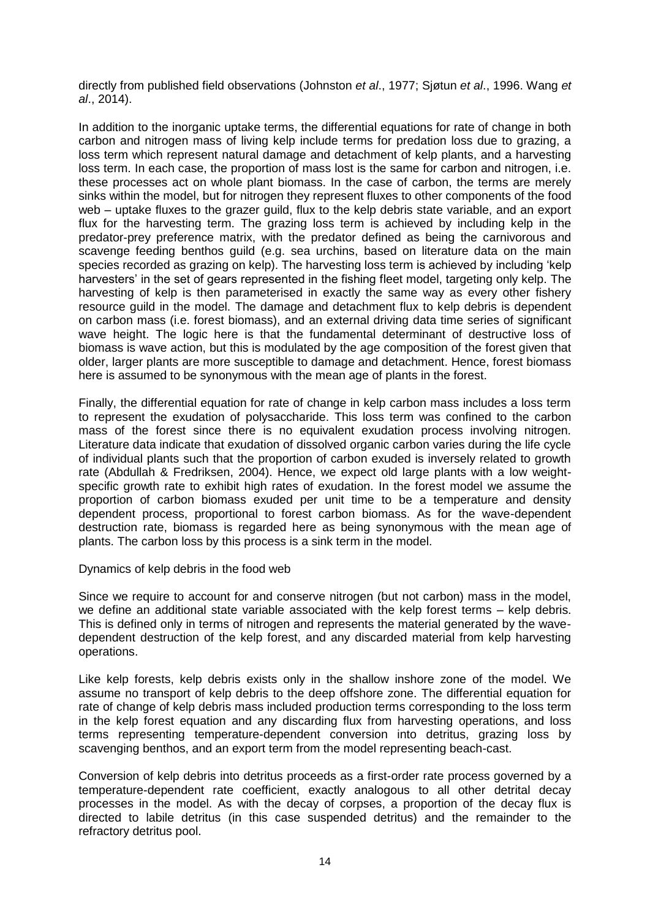directly from published field observations (Johnston *et al*., 1977; Sjøtun *et al*., 1996. Wang *et al*., 2014).

In addition to the inorganic uptake terms, the differential equations for rate of change in both carbon and nitrogen mass of living kelp include terms for predation loss due to grazing, a loss term which represent natural damage and detachment of kelp plants, and a harvesting loss term. In each case, the proportion of mass lost is the same for carbon and nitrogen, i.e. these processes act on whole plant biomass. In the case of carbon, the terms are merely sinks within the model, but for nitrogen they represent fluxes to other components of the food web – uptake fluxes to the grazer guild, flux to the kelp debris state variable, and an export flux for the harvesting term. The grazing loss term is achieved by including kelp in the predator-prey preference matrix, with the predator defined as being the carnivorous and scavenge feeding benthos guild (e.g. sea urchins, based on literature data on the main species recorded as grazing on kelp). The harvesting loss term is achieved by including 'kelp harvesters' in the set of gears represented in the fishing fleet model, targeting only kelp. The harvesting of kelp is then parameterised in exactly the same way as every other fishery resource guild in the model. The damage and detachment flux to kelp debris is dependent on carbon mass (i.e. forest biomass), and an external driving data time series of significant wave height. The logic here is that the fundamental determinant of destructive loss of biomass is wave action, but this is modulated by the age composition of the forest given that older, larger plants are more susceptible to damage and detachment. Hence, forest biomass here is assumed to be synonymous with the mean age of plants in the forest.

Finally, the differential equation for rate of change in kelp carbon mass includes a loss term to represent the exudation of polysaccharide. This loss term was confined to the carbon mass of the forest since there is no equivalent exudation process involving nitrogen. Literature data indicate that exudation of dissolved organic carbon varies during the life cycle of individual plants such that the proportion of carbon exuded is inversely related to growth rate (Abdullah & Fredriksen, 2004). Hence, we expect old large plants with a low weight-specific growth rate to exhibit high rates of exudation. In the forest model we assume the proportion of carbon biomass exuded per unit time to be a temperature and density dependent process, proportional to forest carbon biomass. As for the wave-dependent destruction rate, biomass is regarded here as being synonymous with the mean age of plants. The carbon loss by this process is a sink term in the model.

Dynamics of kelp debris in the food web

Since we require to account for and conserve nitrogen (but not carbon) mass in the model, we define an additional state variable associated with the kelp forest terms – kelp debris. This is defined only in terms of nitrogen and represents the material generated by the wave-dependent destruction of the kelp forest, and any discarded material from kelp harvesting operations.

Like kelp forests, kelp debris exists only in the shallow inshore zone of the model. We assume no transport of kelp debris to the deep offshore zone. The differential equation for rate of change of kelp debris mass included production terms corresponding to the loss term in the kelp forest equation and any discarding flux from harvesting operations, and loss terms representing temperature-dependent conversion into detritus, grazing loss by scavenging benthos, and an export term from the model representing beach-cast.

Conversion of kelp debris into detritus proceeds as a first-order rate process governed by a temperature-dependent rate coefficient, exactly analogous to all other detrital decay processes in the model. As with the decay of corpses, a proportion of the decay flux is directed to labile detritus (in this case suspended detritus) and the remainder to the refractory detritus pool.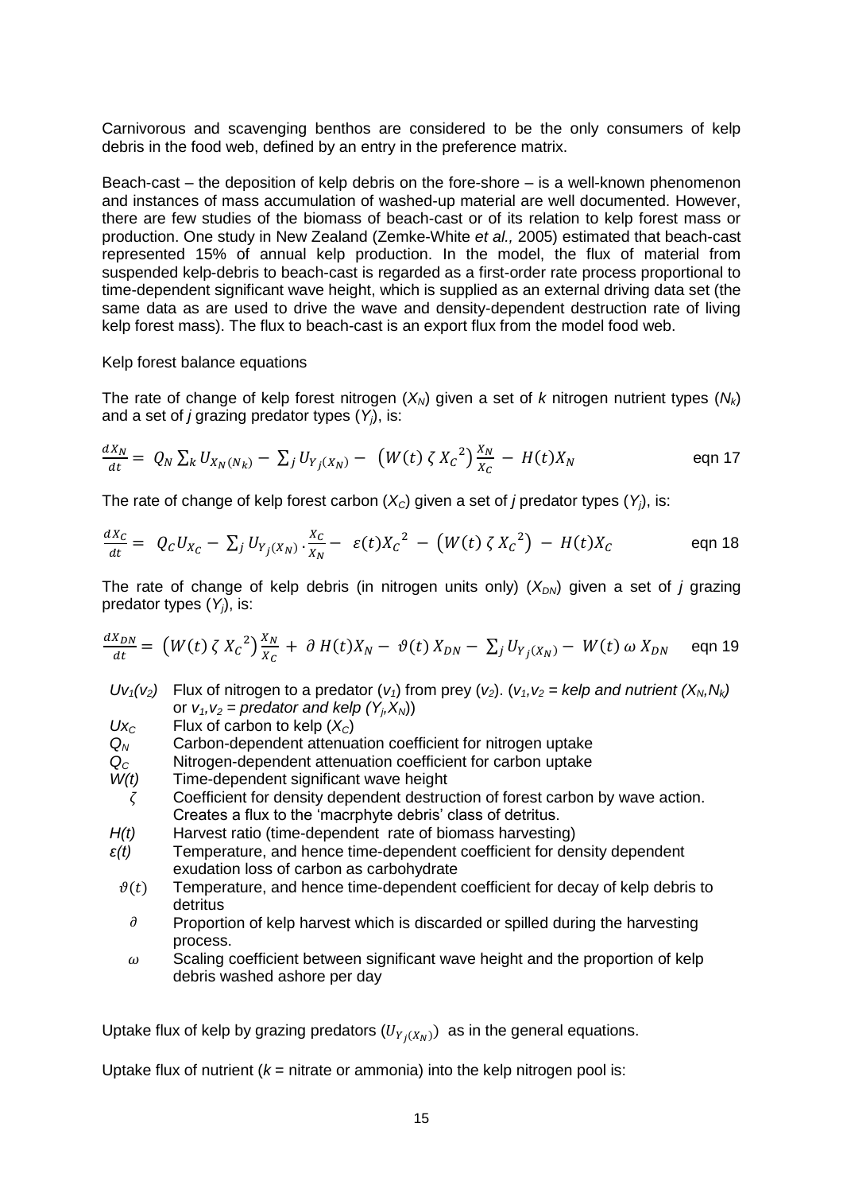Carnivorous and scavenging benthos are considered to be the only consumers of kelp debris in the food web, defined by an entry in the preference matrix.

Beach-cast – the deposition of kelp debris on the fore-shore – is a well-known phenomenon and instances of mass accumulation of washed-up material are well documented. However, there are few studies of the biomass of beach-cast or of its relation to kelp forest mass or production. One study in New Zealand (Zemke-White *et al.,* 2005) estimated that beach-cast represented 15% of annual kelp production. In the model, the flux of material from suspended kelp-debris to beach-cast is regarded as a first-order rate process proportional to time-dependent significant wave height, which is supplied as an external driving data set (the same data as are used to drive the wave and density-dependent destruction rate of living kelp forest mass). The flux to beach-cast is an export flux from the model food web.

Kelp forest balance equations

The rate of change of kelp forest nitrogen ($X_N$) given a set of *k* nitrogen nutrient types ($N_k$) and a set of *j* grazing predator types ($Y_j$), is:

$$\frac{dX_N}{dt} = Q_N \sum_k U_{X_N(N_k)} - \sum_j U_{Y_j(X_N)} - \left(W(t)\,\zeta\, {X_C}^2\right)\frac{X_N}{X_C} - H(t)X_N \qquad \text{eqn 17}$$

The rate of change of kelp forest carbon ($X_C$) given a set of *j* predator types ($Y_j$), is:

$$\frac{dX_C}{dt} = Q_C U_{X_C} - \sum_j U_{Y_j(X_N)} \cdot \frac{X_C}{X_N} - \varepsilon(t){X_C}^2 - \left(W(t)\,\zeta\, {X_C}^2\right) - H(t)X_C \qquad \text{eqn 18}$$

The rate of change of kelp debris (in nitrogen units only) ($X_{DN}$) given a set of *j* grazing predator types ($Y_j$), is:

$$\frac{dX_{DN}}{dt} = \left(W(t)\,\zeta\, {X_C}^2\right)\frac{X_N}{X_C} + \partial\, H(t)X_N - \vartheta(t)\, X_{DN} - \sum_j U_{Y_j(X_N)} - W(t)\,\omega\, X_{DN} \qquad \text{eqn 19}$$

- $Uv_1(v_2)$ Flux of nitrogen to a predator ($v_1$) from prey ($v_2$). (*$v_1$,$v_2$ = kelp and nutrient ($X_N$,$N_k$)* or *$v_1$,$v_2$ = predator and kelp ($Y_j$,$X_N$)*)
- $Ux_C$ Flux of carbon to kelp ($X_C$)
- $Q_N$ Carbon-dependent attenuation coefficient for nitrogen uptake
- $Q_C$ Nitrogen-dependent attenuation coefficient for carbon uptake
- $W(t)$ Time-dependent significant wave height
- $\zeta$ Coefficient for density dependent destruction of forest carbon by wave action. Creates a flux to the 'macrphyte debris' class of detritus.
- $H(t)$ Harvest ratio (time-dependent rate of biomass harvesting)
- $\varepsilon(t)$ Temperature, and hence time-dependent coefficient for density dependent exudation loss of carbon as carbohydrate
- $\vartheta(t)$ Temperature, and hence time-dependent coefficient for decay of kelp debris to detritus
- $\partial$ Proportion of kelp harvest which is discarded or spilled during the harvesting process.
- $\omega$ Scaling coefficient between significant wave height and the proportion of kelp debris washed ashore per day

Uptake flux of kelp by grazing predators ($U_{Y_j(X_N)}$) as in the general equations.

Uptake flux of nutrient (*k* = nitrate or ammonia) into the kelp nitrogen pool is: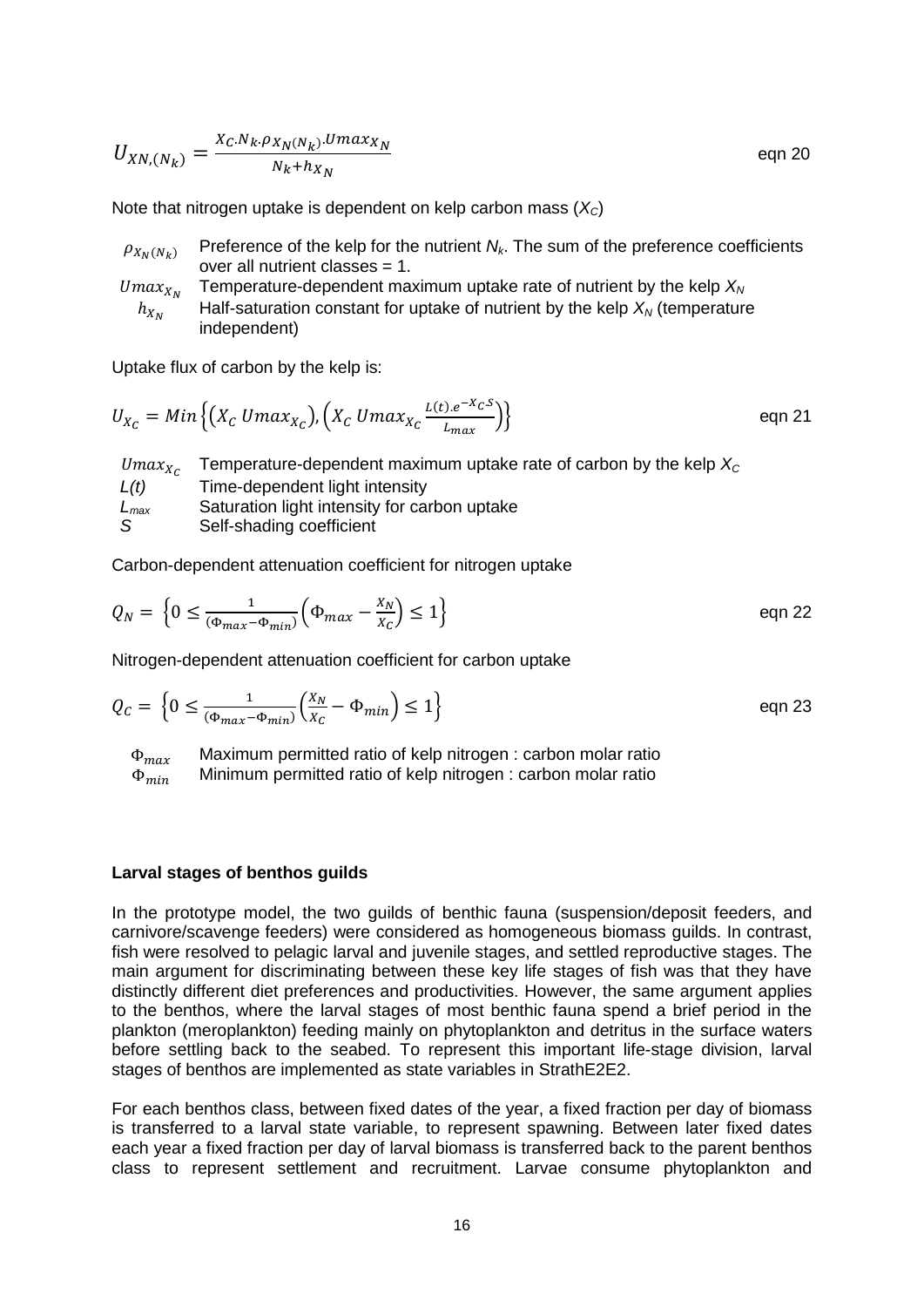$$U_{XN,(N_k)} = \frac{X_C.N_k.\rho_{X_N(N_k)}.Umax_{X_N}}{N_k + h_{X_N}} \qquad \text{eqn 20}$$

Note that nitrogen uptake is dependent on kelp carbon mass ($X_C$)

- $\rho_{X_N(N_k)}$ Preference of the kelp for the nutrient $N_k$. The sum of the preference coefficients over all nutrient classes = 1.
- $Umax_{X_N}$ Temperature-dependent maximum uptake rate of nutrient by the kelp $X_N$
- $h_{X_N}$ Half-saturation constant for uptake of nutrient by the kelp $X_N$ (temperature independent)

Uptake flux of carbon by the kelp is:

$$U_{X_C} = Min\left\{\left(X_C\ Umax_{X_C}\right), \left(X_C\ Umax_{X_C}\frac{L(t).e^{-X_C.S}}{L_{max}}\right)\right\} \qquad \text{eqn 21}$$

- $Umax_{X_C}$ Temperature-dependent maximum uptake rate of carbon by the kelp $X_C$
- $L(t)$ Time-dependent light intensity
- $L_{max}$ Saturation light intensity for carbon uptake
- $S$ Self-shading coefficient

Carbon-dependent attenuation coefficient for nitrogen uptake

$$Q_N = \left\{0 \le \frac{1}{(\Phi_{max} - \Phi_{min})}\left(\Phi_{max} - \frac{X_N}{X_C}\right) \le 1\right\} \qquad \text{eqn 22}$$

Nitrogen-dependent attenuation coefficient for carbon uptake

$$Q_C = \left\{0 \le \frac{1}{(\Phi_{max} - \Phi_{min})}\left(\frac{X_N}{X_C} - \Phi_{min}\right) \le 1\right\} \qquad \text{eqn 23}$$

- $\Phi_{max}$ Maximum permitted ratio of kelp nitrogen : carbon molar ratio
- $\Phi_{min}$ Minimum permitted ratio of kelp nitrogen : carbon molar ratio

**Larval stages of benthos guilds**

In the prototype model, the two guilds of benthic fauna (suspension/deposit feeders, and carnivore/scavenge feeders) were considered as homogeneous biomass guilds. In contrast, fish were resolved to pelagic larval and juvenile stages, and settled reproductive stages. The main argument for discriminating between these key life stages of fish was that they have distinctly different diet preferences and productivities. However, the same argument applies to the benthos, where the larval stages of most benthic fauna spend a brief period in the plankton (meroplankton) feeding mainly on phytoplankton and detritus in the surface waters before settling back to the seabed. To represent this important life-stage division, larval stages of benthos are implemented as state variables in StrathE2E2.

For each benthos class, between fixed dates of the year, a fixed fraction per day of biomass is transferred to a larval state variable, to represent spawning. Between later fixed dates each year a fixed fraction per day of larval biomass is transferred back to the parent benthos class to represent settlement and recruitment. Larvae consume phytoplankton and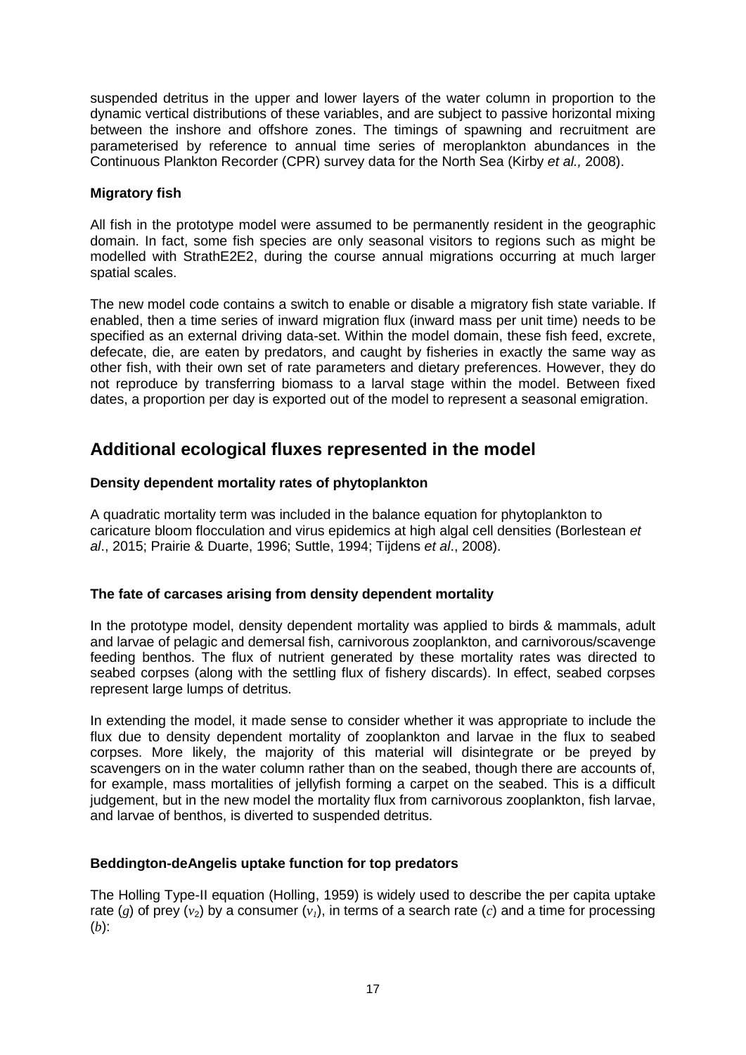suspended detritus in the upper and lower layers of the water column in proportion to the dynamic vertical distributions of these variables, and are subject to passive horizontal mixing between the inshore and offshore zones. The timings of spawning and recruitment are parameterised by reference to annual time series of meroplankton abundances in the Continuous Plankton Recorder (CPR) survey data for the North Sea (Kirby *et al.,* 2008).

**Migratory fish**

All fish in the prototype model were assumed to be permanently resident in the geographic domain. In fact, some fish species are only seasonal visitors to regions such as might be modelled with StrathE2E2, during the course annual migrations occurring at much larger spatial scales.

The new model code contains a switch to enable or disable a migratory fish state variable. If enabled, then a time series of inward migration flux (inward mass per unit time) needs to be specified as an external driving data-set. Within the model domain, these fish feed, excrete, defecate, die, are eaten by predators, and caught by fisheries in exactly the same way as other fish, with their own set of rate parameters and dietary preferences. However, they do not reproduce by transferring biomass to a larval stage within the model. Between fixed dates, a proportion per day is exported out of the model to represent a seasonal emigration.

## Additional ecological fluxes represented in the model

**Density dependent mortality rates of phytoplankton**

A quadratic mortality term was included in the balance equation for phytoplankton to caricature bloom flocculation and virus epidemics at high algal cell densities (Borlestean *et al*., 2015; Prairie & Duarte, 1996; Suttle, 1994; Tijdens *et al*., 2008).

**The fate of carcases arising from density dependent mortality**

In the prototype model, density dependent mortality was applied to birds & mammals, adult and larvae of pelagic and demersal fish, carnivorous zooplankton, and carnivorous/scavenge feeding benthos. The flux of nutrient generated by these mortality rates was directed to seabed corpses (along with the settling flux of fishery discards). In effect, seabed corpses represent large lumps of detritus.

In extending the model, it made sense to consider whether it was appropriate to include the flux due to density dependent mortality of zooplankton and larvae in the flux to seabed corpses. More likely, the majority of this material will disintegrate or be preyed by scavengers on in the water column rather than on the seabed, though there are accounts of, for example, mass mortalities of jellyfish forming a carpet on the seabed. This is a difficult judgement, but in the new model the mortality flux from carnivorous zooplankton, fish larvae, and larvae of benthos, is diverted to suspended detritus.

**Beddington-deAngelis uptake function for top predators**

The Holling Type-II equation (Holling, 1959) is widely used to describe the per capita uptake rate ($g$) of prey ($v_2$) by a consumer ($v_1$), in terms of a search rate ($c$) and a time for processing ($b$):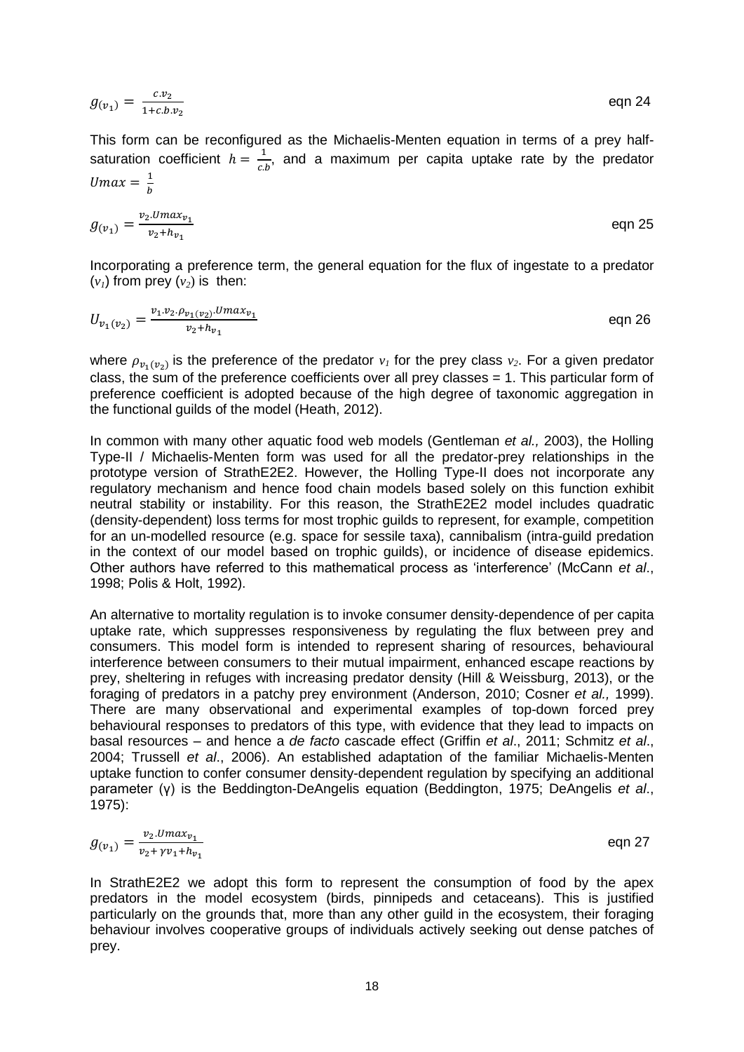$$g_{(v_1)} = \frac{c.v_2}{1+c.b.v_2} \qquad \text{eqn 24}$$

This form can be reconfigured as the Michaelis-Menten equation in terms of a prey half-saturation coefficient $h = \frac{1}{c.b}$, and a maximum per capita uptake rate by the predator $Umax = \frac{1}{b}$

$$g_{(v_1)} = \frac{v_2.Umax_{v_1}}{v_2+h_{v_1}} \qquad \text{eqn 25}$$

Incorporating a preference term, the general equation for the flux of ingestate to a predator ($v_1$) from prey ($v_2$) is then:

$$U_{v_1(v_2)} = \frac{v_1.v_2.\rho_{v_1(v_2)}.Umax_{v_1}}{v_2+h_{v_1}} \qquad \text{eqn 26}$$

where $\rho_{v_1(v_2)}$ is the preference of the predator $v_1$ for the prey class $v_2$. For a given predator class, the sum of the preference coefficients over all prey classes = 1. This particular form of preference coefficient is adopted because of the high degree of taxonomic aggregation in the functional guilds of the model (Heath, 2012).

In common with many other aquatic food web models (Gentleman *et al.,* 2003), the Holling Type-II / Michaelis-Menten form was used for all the predator-prey relationships in the prototype version of StrathE2E2. However, the Holling Type-II does not incorporate any regulatory mechanism and hence food chain models based solely on this function exhibit neutral stability or instability. For this reason, the StrathE2E2 model includes quadratic (density-dependent) loss terms for most trophic guilds to represent, for example, competition for an un-modelled resource (e.g. space for sessile taxa), cannibalism (intra-guild predation in the context of our model based on trophic guilds), or incidence of disease epidemics. Other authors have referred to this mathematical process as 'interference' (McCann *et al*., 1998; Polis & Holt, 1992).

An alternative to mortality regulation is to invoke consumer density-dependence of per capita uptake rate, which suppresses responsiveness by regulating the flux between prey and consumers. This model form is intended to represent sharing of resources, behavioural interference between consumers to their mutual impairment, enhanced escape reactions by prey, sheltering in refuges with increasing predator density (Hill & Weissburg, 2013), or the foraging of predators in a patchy prey environment (Anderson, 2010; Cosner *et al.,* 1999). There are many observational and experimental examples of top-down forced prey behavioural responses to predators of this type, with evidence that they lead to impacts on basal resources – and hence a *de facto* cascade effect (Griffin *et al*., 2011; Schmitz *et al*., 2004; Trussell *et al*., 2006). An established adaptation of the familiar Michaelis-Menten uptake function to confer consumer density-dependent regulation by specifying an additional parameter (γ) is the Beddington-DeAngelis equation (Beddington, 1975; DeAngelis *et al*., 1975):

$$g_{(v_1)} = \frac{v_2.Umax_{v_1}}{v_2+\gamma v_1+h_{v_1}} \qquad \text{eqn 27}$$

In StrathE2E2 we adopt this form to represent the consumption of food by the apex predators in the model ecosystem (birds, pinnipeds and cetaceans). This is justified particularly on the grounds that, more than any other guild in the ecosystem, their foraging behaviour involves cooperative groups of individuals actively seeking out dense patches of prey.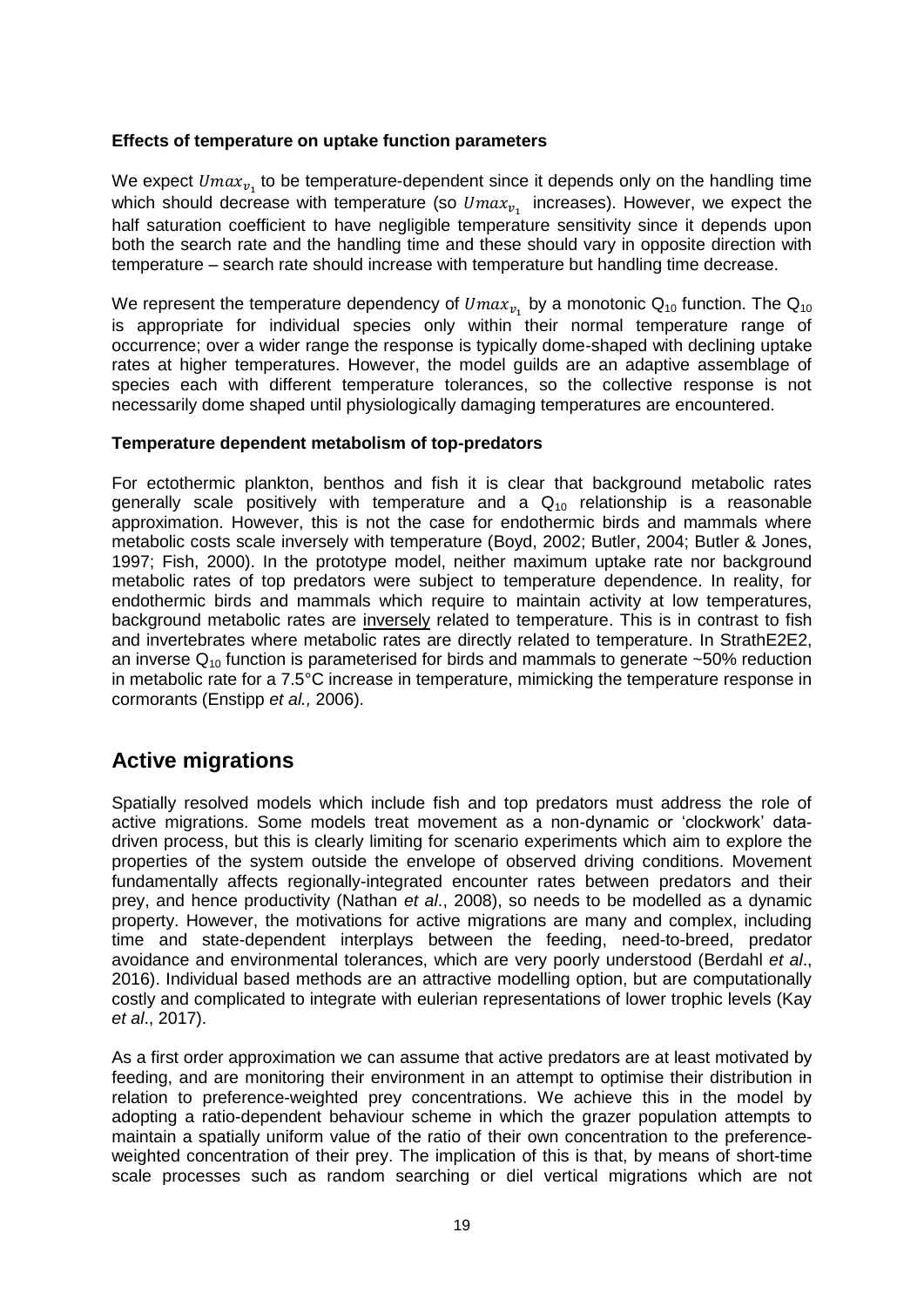**Effects of temperature on uptake function parameters**

We expect $Umax_{v_1}$ to be temperature-dependent since it depends only on the handling time which should decrease with temperature (so $Umax_{v_1}$ increases). However, we expect the half saturation coefficient to have negligible temperature sensitivity since it depends upon both the search rate and the handling time and these should vary in opposite direction with temperature – search rate should increase with temperature but handling time decrease.

We represent the temperature dependency of $Umax_{v_1}$ by a monotonic $Q_{10}$ function. The $Q_{10}$ is appropriate for individual species only within their normal temperature range of occurrence; over a wider range the response is typically dome-shaped with declining uptake rates at higher temperatures. However, the model guilds are an adaptive assemblage of species each with different temperature tolerances, so the collective response is not necessarily dome shaped until physiologically damaging temperatures are encountered.

**Temperature dependent metabolism of top-predators**

For ectothermic plankton, benthos and fish it is clear that background metabolic rates generally scale positively with temperature and a $Q_{10}$ relationship is a reasonable approximation. However, this is not the case for endothermic birds and mammals where metabolic costs scale inversely with temperature (Boyd, 2002; Butler, 2004; Butler & Jones, 1997; Fish, 2000). In the prototype model, neither maximum uptake rate nor background metabolic rates of top predators were subject to temperature dependence. In reality, for endothermic birds and mammals which require to maintain activity at low temperatures, background metabolic rates are inversely related to temperature. This is in contrast to fish and invertebrates where metabolic rates are directly related to temperature. In StrathE2E2, an inverse $Q_{10}$ function is parameterised for birds and mammals to generate ~50% reduction in metabolic rate for a 7.5°C increase in temperature, mimicking the temperature response in cormorants (Enstipp *et al.,* 2006).

## Active migrations

Spatially resolved models which include fish and top predators must address the role of active migrations. Some models treat movement as a non-dynamic or 'clockwork' data-driven process, but this is clearly limiting for scenario experiments which aim to explore the properties of the system outside the envelope of observed driving conditions. Movement fundamentally affects regionally-integrated encounter rates between predators and their prey, and hence productivity (Nathan *et al*., 2008), so needs to be modelled as a dynamic property. However, the motivations for active migrations are many and complex, including time and state-dependent interplays between the feeding, need-to-breed, predator avoidance and environmental tolerances, which are very poorly understood (Berdahl *et al*., 2016). Individual based methods are an attractive modelling option, but are computationally costly and complicated to integrate with eulerian representations of lower trophic levels (Kay *et al*., 2017).

As a first order approximation we can assume that active predators are at least motivated by feeding, and are monitoring their environment in an attempt to optimise their distribution in relation to preference-weighted prey concentrations. We achieve this in the model by adopting a ratio-dependent behaviour scheme in which the grazer population attempts to maintain a spatially uniform value of the ratio of their own concentration to the preference-weighted concentration of their prey. The implication of this is that, by means of short-time scale processes such as random searching or diel vertical migrations which are not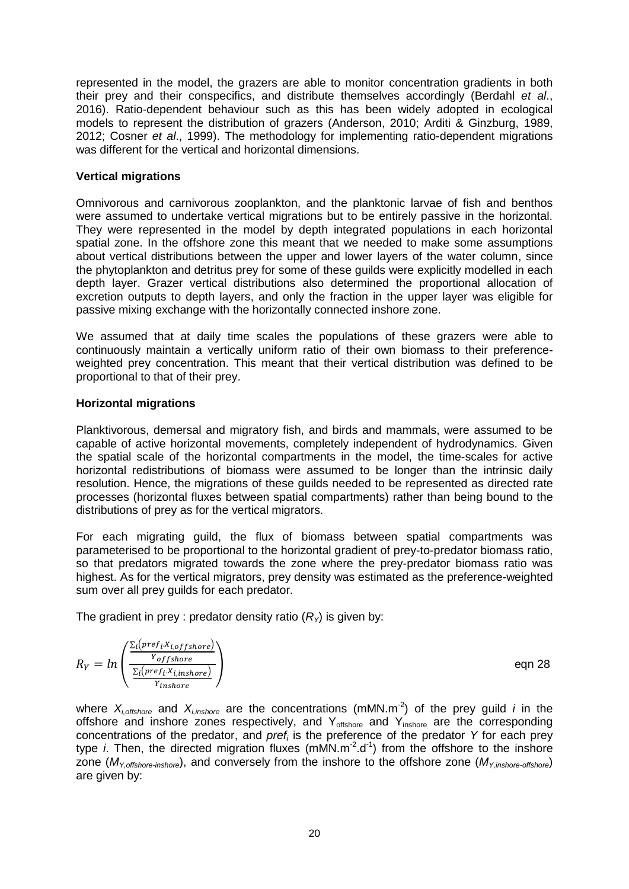represented in the model, the grazers are able to monitor concentration gradients in both their prey and their conspecifics, and distribute themselves accordingly (Berdahl *et al*., 2016). Ratio-dependent behaviour such as this has been widely adopted in ecological models to represent the distribution of grazers (Anderson, 2010; Arditi & Ginzburg, 1989, 2012; Cosner *et al*., 1999). The methodology for implementing ratio-dependent migrations was different for the vertical and horizontal dimensions.

**Vertical migrations**

Omnivorous and carnivorous zooplankton, and the planktonic larvae of fish and benthos were assumed to undertake vertical migrations but to be entirely passive in the horizontal. They were represented in the model by depth integrated populations in each horizontal spatial zone. In the offshore zone this meant that we needed to make some assumptions about vertical distributions between the upper and lower layers of the water column, since the phytoplankton and detritus prey for some of these guilds were explicitly modelled in each depth layer. Grazer vertical distributions also determined the proportional allocation of excretion outputs to depth layers, and only the fraction in the upper layer was eligible for passive mixing exchange with the horizontally connected inshore zone.

We assumed that at daily time scales the populations of these grazers were able to continuously maintain a vertically uniform ratio of their own biomass to their preference-weighted prey concentration. This meant that their vertical distribution was defined to be proportional to that of their prey.

**Horizontal migrations**

Planktivorous, demersal and migratory fish, and birds and mammals, were assumed to be capable of active horizontal movements, completely independent of hydrodynamics. Given the spatial scale of the horizontal compartments in the model, the time-scales for active horizontal redistributions of biomass were assumed to be longer than the intrinsic daily resolution. Hence, the migrations of these guilds needed to be represented as directed rate processes (horizontal fluxes between spatial compartments) rather than being bound to the distributions of prey as for the vertical migrators.

For each migrating guild, the flux of biomass between spatial compartments was parameterised to be proportional to the horizontal gradient of prey-to-predator biomass ratio, so that predators migrated towards the zone where the prey-predator biomass ratio was highest. As for the vertical migrators, prey density was estimated as the preference-weighted sum over all prey guilds for each predator.

The gradient in prey : predator density ratio ($R_Y$) is given by:

$$R_Y = ln\left(\frac{\frac{\sum_i\left(pref_i.X_{i,offshore}\right)}{Y_{offshore}}}{\frac{\sum_i\left(pref_i.X_{i,inshore}\right)}{Y_{inshore}}}\right) \qquad \text{eqn 28}$$

where $X_{i,offshore}$ and $X_{i,inshore}$ are the concentrations (mMN.m$^{-2}$) of the prey guild *i* in the offshore and inshore zones respectively, and $Y_{offshore}$ and $Y_{inshore}$ are the corresponding concentrations of the predator, and $pref_i$ is the preference of the predator *Y* for each prey type *i*. Then, the directed migration fluxes (mMN.m$^{-2}$.d$^{-1}$) from the offshore to the inshore zone ($M_{Y,offshore\text{-}inshore}$), and conversely from the inshore to the offshore zone ($M_{Y,inshore\text{-}offshore}$) are given by: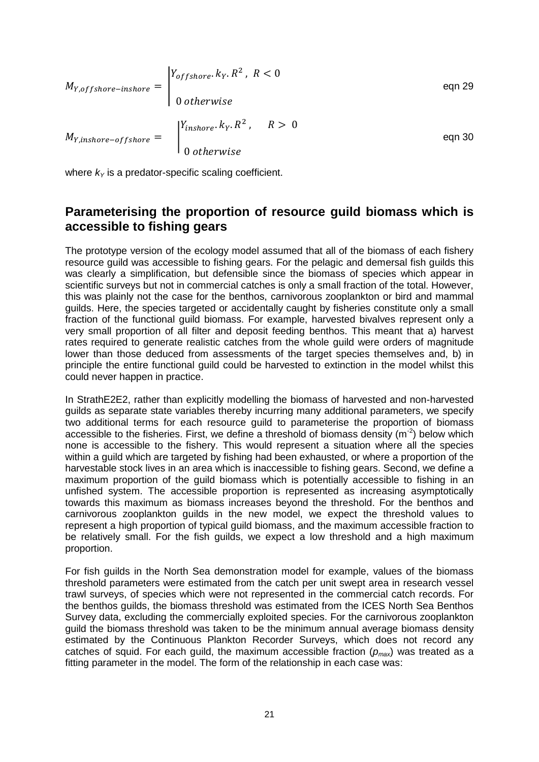$$M_{Y,offshore-inshore} = \begin{cases} Y_{offshore}.k_Y.R^2, & R < 0 \\ 0 & otherwise \end{cases} \qquad \text{eqn 29}$$

$$M_{Y,inshore-offshore} = \begin{cases} Y_{inshore}.k_Y.R^2, & R > 0 \\ 0 & otherwise \end{cases} \qquad \text{eqn 30}$$

where $k_Y$ is a predator-specific scaling coefficient.

## Parameterising the proportion of resource guild biomass which is accessible to fishing gears

The prototype version of the ecology model assumed that all of the biomass of each fishery resource guild was accessible to fishing gears. For the pelagic and demersal fish guilds this was clearly a simplification, but defensible since the biomass of species which appear in scientific surveys but not in commercial catches is only a small fraction of the total. However, this was plainly not the case for the benthos, carnivorous zooplankton or bird and mammal guilds. Here, the species targeted or accidentally caught by fisheries constitute only a small fraction of the functional guild biomass. For example, harvested bivalves represent only a very small proportion of all filter and deposit feeding benthos. This meant that a) harvest rates required to generate realistic catches from the whole guild were orders of magnitude lower than those deduced from assessments of the target species themselves and, b) in principle the entire functional guild could be harvested to extinction in the model whilst this could never happen in practice.

In StrathE2E2, rather than explicitly modelling the biomass of harvested and non-harvested guilds as separate state variables thereby incurring many additional parameters, we specify two additional terms for each resource guild to parameterise the proportion of biomass accessible to the fisheries. First, we define a threshold of biomass density ($m^{-2}$) below which none is accessible to the fishery. This would represent a situation where all the species within a guild which are targeted by fishing had been exhausted, or where a proportion of the harvestable stock lives in an area which is inaccessible to fishing gears. Second, we define a maximum proportion of the guild biomass which is potentially accessible to fishing in an unfished system. The accessible proportion is represented as increasing asymptotically towards this maximum as biomass increases beyond the threshold. For the benthos and carnivorous zooplankton guilds in the new model, we expect the threshold values to represent a high proportion of typical guild biomass, and the maximum accessible fraction to be relatively small. For the fish guilds, we expect a low threshold and a high maximum proportion.

For fish guilds in the North Sea demonstration model for example, values of the biomass threshold parameters were estimated from the catch per unit swept area in research vessel trawl surveys, of species which were not represented in the commercial catch records. For the benthos guilds, the biomass threshold was estimated from the ICES North Sea Benthos Survey data, excluding the commercially exploited species. For the carnivorous zooplankton guild the biomass threshold was taken to be the minimum annual average biomass density estimated by the Continuous Plankton Recorder Surveys, which does not record any catches of squid. For each guild, the maximum accessible fraction ($p_{max}$) was treated as a fitting parameter in the model. The form of the relationship in each case was: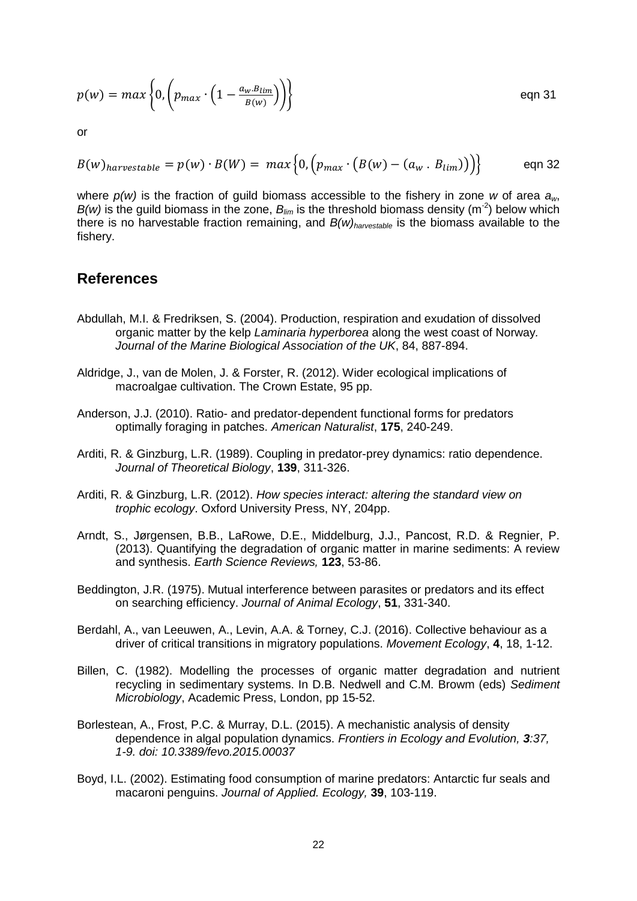$$p(w) = max\left\{0, \left(p_{max} \cdot \left(1 - \frac{a_w.B_{lim}}{B(w)}\right)\right)\right\} \qquad \text{eqn 31}$$

or

$$B(w)_{harvestable} = p(w) \cdot B(W) = \ max\left\{0, \left(p_{max} \cdot \left(B(w) - (a_w \ . \ B_{lim})\right)\right)\right\} \qquad \text{eqn 32}$$

where $p(w)$ is the fraction of guild biomass accessible to the fishery in zone $w$ of area $a_w$, $B(w)$ is the guild biomass in the zone, $B_{lim}$ is the threshold biomass density ($m^{-2}$) below which there is no harvestable fraction remaining, and $B(w)_{harvestable}$ is the biomass available to the fishery.

## References

Abdullah, M.I. & Fredriksen, S. (2004). Production, respiration and exudation of dissolved organic matter by the kelp *Laminaria hyperborea* along the west coast of Norway. *Journal of the Marine Biological Association of the UK*, 84, 887-894.

Aldridge, J., van de Molen, J. & Forster, R. (2012). Wider ecological implications of macroalgae cultivation. The Crown Estate, 95 pp.

Anderson, J.J. (2010). Ratio- and predator-dependent functional forms for predators optimally foraging in patches. *American Naturalist*, **175**, 240-249.

Arditi, R. & Ginzburg, L.R. (1989). Coupling in predator-prey dynamics: ratio dependence. *Journal of Theoretical Biology*, **139**, 311-326.

Arditi, R. & Ginzburg, L.R. (2012). *How species interact: altering the standard view on trophic ecology*. Oxford University Press, NY, 204pp.

Arndt, S., Jørgensen, B.B., LaRowe, D.E., Middelburg, J.J., Pancost, R.D. & Regnier, P. (2013). Quantifying the degradation of organic matter in marine sediments: A review and synthesis. *Earth Science Reviews,* **123**, 53-86.

Beddington, J.R. (1975). Mutual interference between parasites or predators and its effect on searching efficiency. *Journal of Animal Ecology*, **51**, 331-340.

Berdahl, A., van Leeuwen, A., Levin, A.A. & Torney, C.J. (2016). Collective behaviour as a driver of critical transitions in migratory populations. *Movement Ecology*, **4**, 18, 1-12.

Billen, C. (1982). Modelling the processes of organic matter degradation and nutrient recycling in sedimentary systems. In D.B. Nedwell and C.M. Browm (eds) *Sediment Microbiology*, Academic Press, London, pp 15-52.

Borlestean, A., Frost, P.C. & Murray, D.L. (2015). A mechanistic analysis of density dependence in algal population dynamics. *Frontiers in Ecology and Evolution, **3**:37, 1-9. doi: 10.3389/fevo.2015.00037*

Boyd, I.L. (2002). Estimating food consumption of marine predators: Antarctic fur seals and macaroni penguins. *Journal of Applied. Ecology,* **39**, 103-119.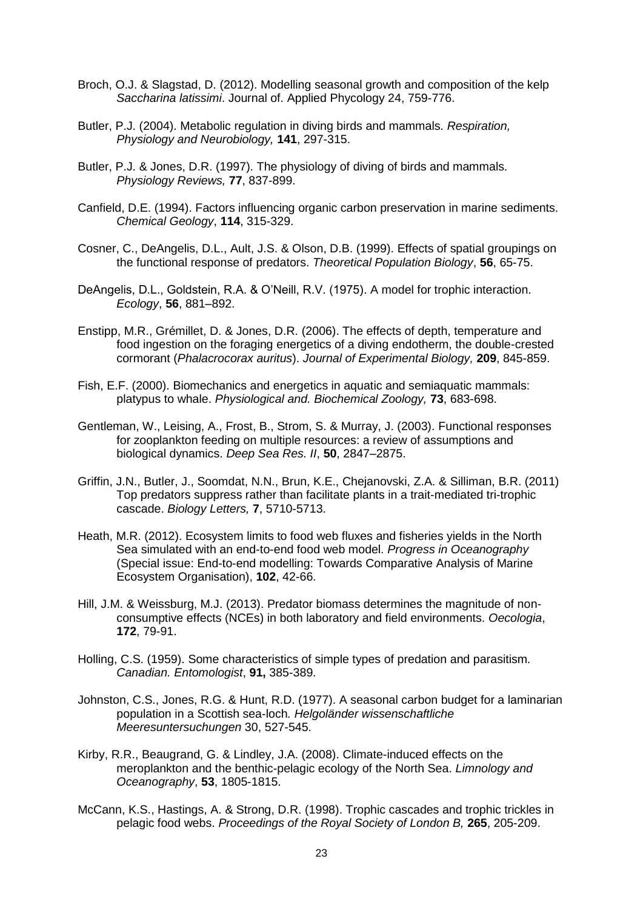Broch, O.J. & Slagstad, D. (2012). Modelling seasonal growth and composition of the kelp *Saccharina latissimi*. Journal of. Applied Phycology 24, 759-776.

Butler, P.J. (2004). Metabolic regulation in diving birds and mammals. *Respiration, Physiology and Neurobiology,* **141**, 297-315.

Butler, P.J. & Jones, D.R. (1997). The physiology of diving of birds and mammals. *Physiology Reviews,* **77**, 837-899.

Canfield, D.E. (1994). Factors influencing organic carbon preservation in marine sediments. *Chemical Geology*, **114**, 315-329.

Cosner, C., DeAngelis, D.L., Ault, J.S. & Olson, D.B. (1999). Effects of spatial groupings on the functional response of predators. *Theoretical Population Biology*, **56**, 65-75.

DeAngelis, D.L., Goldstein, R.A. & O'Neill, R.V. (1975). A model for trophic interaction. *Ecology*, **56**, 881–892.

Enstipp, M.R., Grémillet, D. & Jones, D.R. (2006). The effects of depth, temperature and food ingestion on the foraging energetics of a diving endotherm, the double-crested cormorant (*Phalacrocorax auritus*). *Journal of Experimental Biology,* **209**, 845-859.

Fish, E.F. (2000). Biomechanics and energetics in aquatic and semiaquatic mammals: platypus to whale. *Physiological and. Biochemical Zoology,* **73**, 683-698.

Gentleman, W., Leising, A., Frost, B., Strom, S. & Murray, J. (2003). Functional responses for zooplankton feeding on multiple resources: a review of assumptions and biological dynamics. *Deep Sea Res. II*, **50**, 2847–2875.

Griffin, J.N., Butler, J., Soomdat, N.N., Brun, K.E., Chejanovski, Z.A. & Silliman, B.R. (2011) Top predators suppress rather than facilitate plants in a trait-mediated tri-trophic cascade. *Biology Letters,* **7**, 5710-5713.

Heath, M.R. (2012). Ecosystem limits to food web fluxes and fisheries yields in the North Sea simulated with an end-to-end food web model. *Progress in Oceanography* (Special issue: End-to-end modelling: Towards Comparative Analysis of Marine Ecosystem Organisation), **102**, 42-66.

Hill, J.M. & Weissburg, M.J. (2013). Predator biomass determines the magnitude of non-consumptive effects (NCEs) in both laboratory and field environments. *Oecologia*, **172**, 79-91.

Holling, C.S. (1959). Some characteristics of simple types of predation and parasitism. *Canadian. Entomologist*, **91,** 385-389.

Johnston, C.S., Jones, R.G. & Hunt, R.D. (1977). A seasonal carbon budget for a laminarian population in a Scottish sea-loch. *Helgoländer wissenschaftliche Meeresuntersuchungen* 30, 527-545.

Kirby, R.R., Beaugrand, G. & Lindley, J.A. (2008). Climate-induced effects on the meroplankton and the benthic-pelagic ecology of the North Sea. *Limnology and Oceanography*, **53**, 1805-1815.

McCann, K.S., Hastings, A. & Strong, D.R. (1998). Trophic cascades and trophic trickles in pelagic food webs. *Proceedings of the Royal Society of London B,* **265**, 205-209.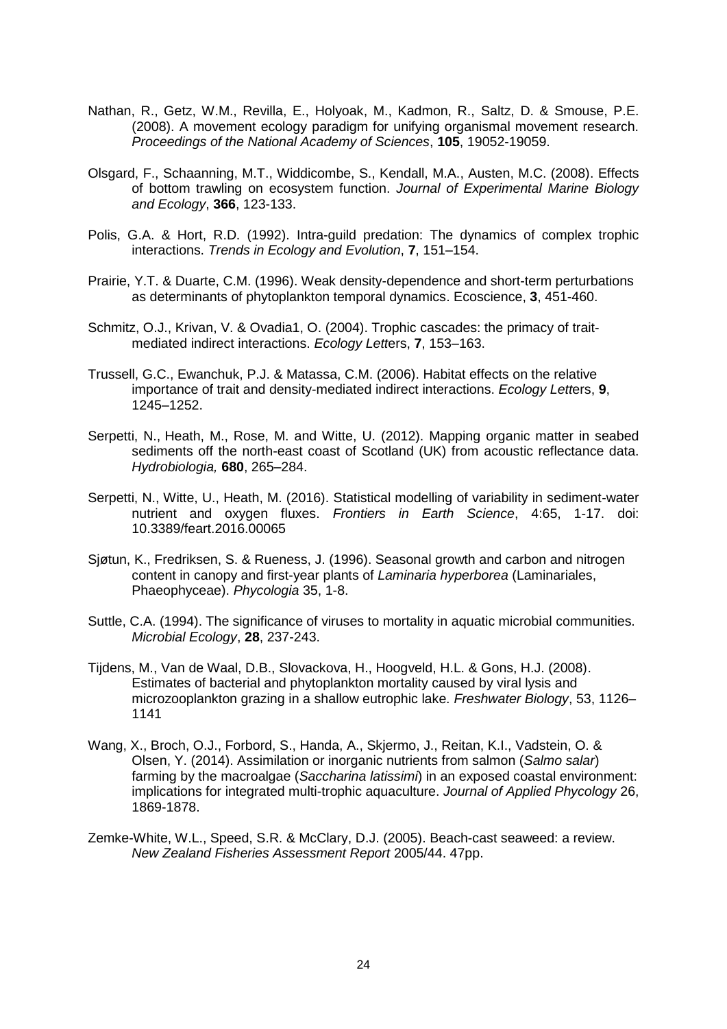Nathan, R., Getz, W.M., Revilla, E., Holyoak, M., Kadmon, R., Saltz, D. & Smouse, P.E. (2008). A movement ecology paradigm for unifying organismal movement research. *Proceedings of the National Academy of Sciences*, **105**, 19052-19059.

Olsgard, F., Schaanning, M.T., Widdicombe, S., Kendall, M.A., Austen, M.C. (2008). Effects of bottom trawling on ecosystem function. *Journal of Experimental Marine Biology and Ecology*, **366**, 123-133.

Polis, G.A. & Hort, R.D. (1992). Intra-guild predation: The dynamics of complex trophic interactions. *Trends in Ecology and Evolution*, **7**, 151–154.

Prairie, Y.T. & Duarte, C.M. (1996). Weak density-dependence and short-term perturbations as determinants of phytoplankton temporal dynamics. Ecoscience, **3**, 451-460.

Schmitz, O.J., Krivan, V. & Ovadia1, O. (2004). Trophic cascades: the primacy of trait-mediated indirect interactions. *Ecology Lett*ers, **7**, 153–163.

Trussell, G.C., Ewanchuk, P.J. & Matassa, C.M. (2006). Habitat effects on the relative importance of trait and density-mediated indirect interactions. *Ecology Lett*ers, **9**, 1245–1252.

Serpetti, N., Heath, M., Rose, M. and Witte, U. (2012). Mapping organic matter in seabed sediments off the north-east coast of Scotland (UK) from acoustic reflectance data. *Hydrobiologia,* **680**, 265–284.

Serpetti, N., Witte, U., Heath, M. (2016). Statistical modelling of variability in sediment-water nutrient and oxygen fluxes. *Frontiers in Earth Science*, 4:65, 1-17. doi: 10.3389/feart.2016.00065

Sjøtun, K., Fredriksen, S. & Rueness, J. (1996). Seasonal growth and carbon and nitrogen content in canopy and first-year plants of *Laminaria hyperborea* (Laminariales, Phaeophyceae). *Phycologia* 35, 1-8.

Suttle, C.A. (1994). The significance of viruses to mortality in aquatic microbial communities. *Microbial Ecology*, **28**, 237-243.

Tijdens, M., Van de Waal, D.B., Slovackova, H., Hoogveld, H.L. & Gons, H.J. (2008). Estimates of bacterial and phytoplankton mortality caused by viral lysis and microzooplankton grazing in a shallow eutrophic lake. *Freshwater Biology*, 53, 1126–1141

Wang, X., Broch, O.J., Forbord, S., Handa, A., Skjermo, J., Reitan, K.I., Vadstein, O. & Olsen, Y. (2014). Assimilation or inorganic nutrients from salmon (*Salmo salar*) farming by the macroalgae (*Saccharina latissimi*) in an exposed coastal environment: implications for integrated multi-trophic aquaculture. *Journal of Applied Phycology* 26, 1869-1878.

Zemke-White, W.L., Speed, S.R. & McClary, D.J. (2005). Beach-cast seaweed: a review. *New Zealand Fisheries Assessment Report* 2005/44. 47pp.